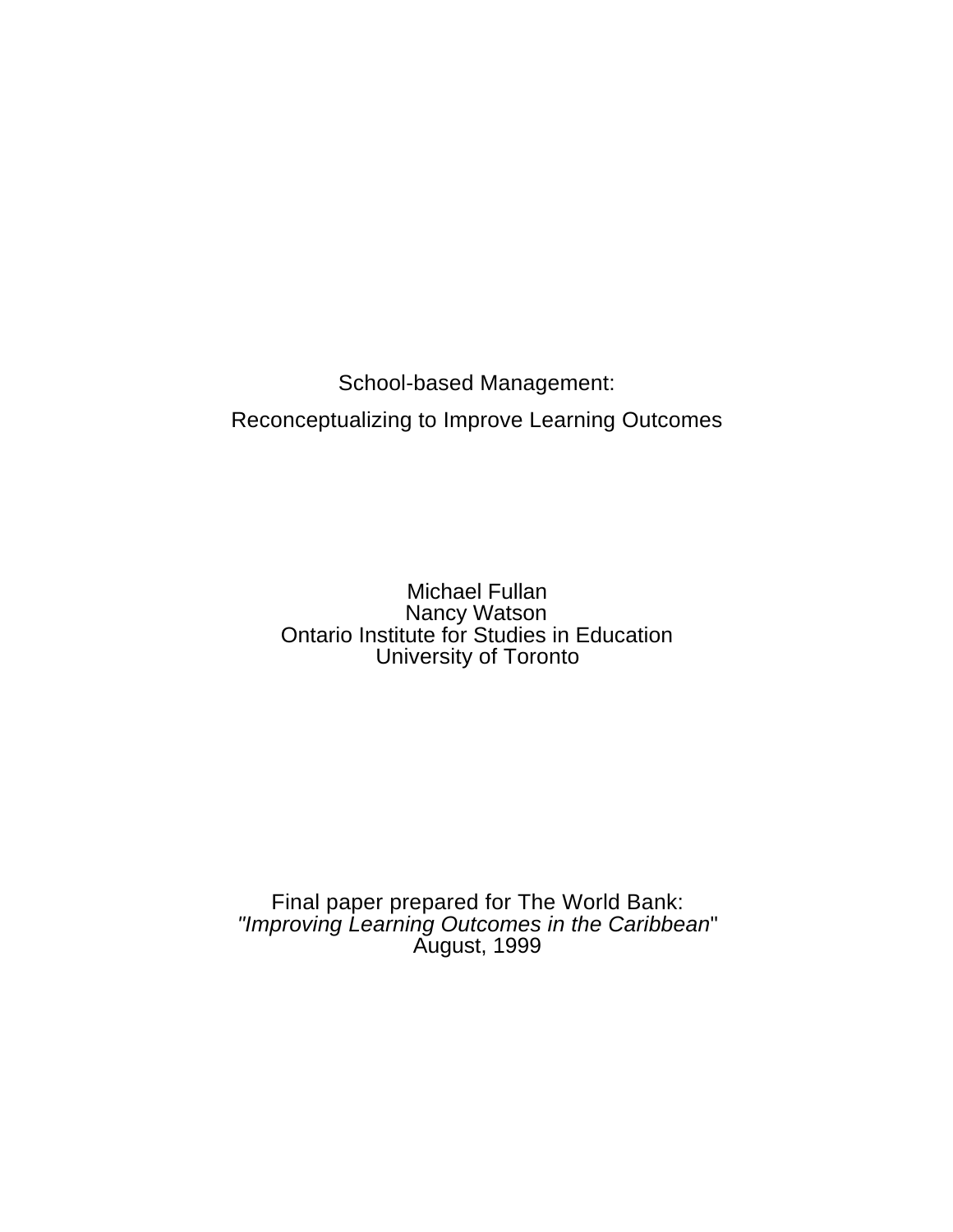# School-based Management:

## Reconceptualizing to Improve Learning Outcomes

Michael Fullan
Nancy Watson
Ontario Institute for Studies in Education
University of Toronto

Final paper prepared for The World Bank:
*"Improving Learning Outcomes in the Caribbean"*
August, 1999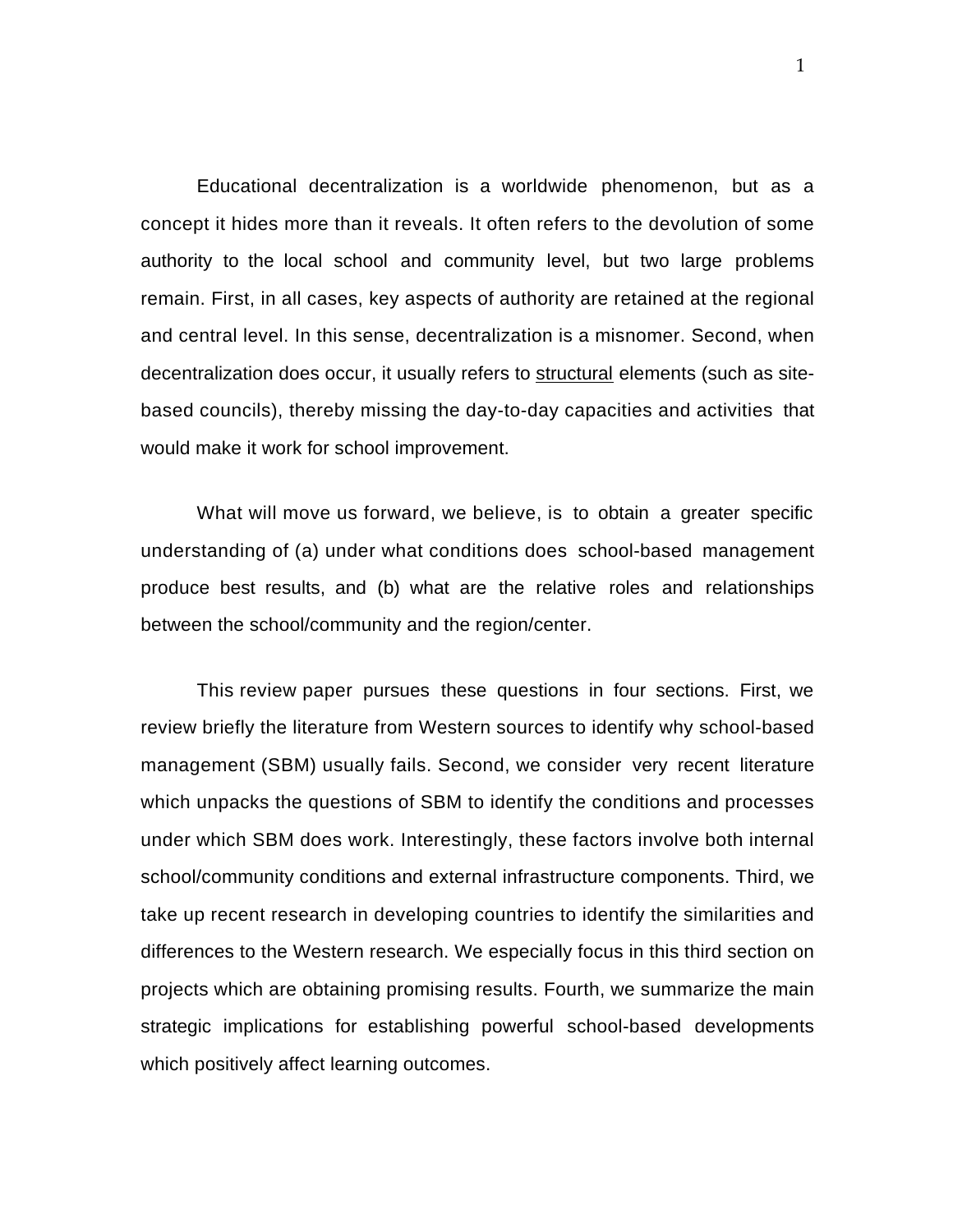Educational decentralization is a worldwide phenomenon, but as a concept it hides more than it reveals. It often refers to the devolution of some authority to the local school and community level, but two large problems remain. First, in all cases, key aspects of authority are retained at the regional and central level. In this sense, decentralization is a misnomer. Second, when decentralization does occur, it usually refers to <u>structural</u> elements (such as site-based councils), thereby missing the day-to-day capacities and activities that would make it work for school improvement.

What will move us forward, we believe, is to obtain a greater specific understanding of (a) under what conditions does school-based management produce best results, and (b) what are the relative roles and relationships between the school/community and the region/center.

This review paper pursues these questions in four sections. First, we review briefly the literature from Western sources to identify why school-based management (SBM) usually fails. Second, we consider very recent literature which unpacks the questions of SBM to identify the conditions and processes under which SBM does work. Interestingly, these factors involve both internal school/community conditions and external infrastructure components. Third, we take up recent research in developing countries to identify the similarities and differences to the Western research. We especially focus in this third section on projects which are obtaining promising results. Fourth, we summarize the main strategic implications for establishing powerful school-based developments which positively affect learning outcomes.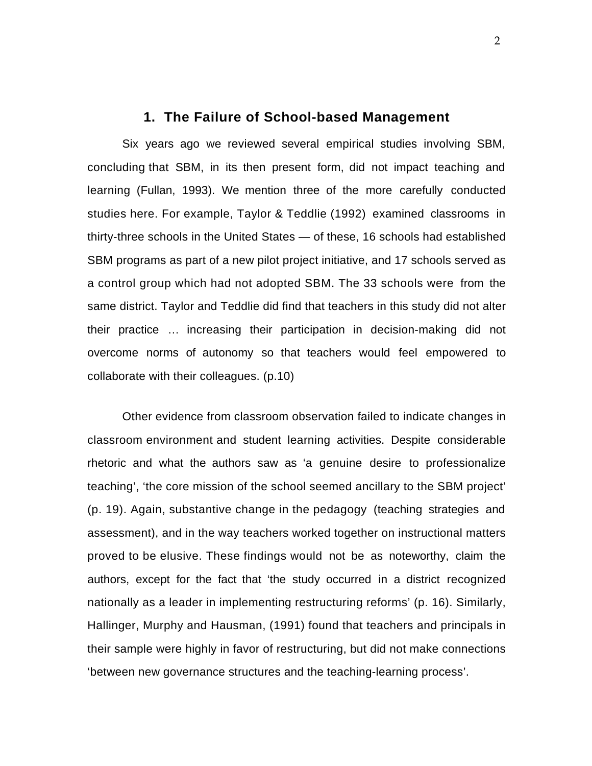## 1. The Failure of School-based Management

Six years ago we reviewed several empirical studies involving SBM, concluding that SBM, in its then present form, did not impact teaching and learning (Fullan, 1993). We mention three of the more carefully conducted studies here. For example, Taylor & Teddlie (1992) examined classrooms in thirty-three schools in the United States — of these, 16 schools had established SBM programs as part of a new pilot project initiative, and 17 schools served as a control group which had not adopted SBM. The 33 schools were from the same district. Taylor and Teddlie did find that teachers in this study did not alter their practice … increasing their participation in decision-making did not overcome norms of autonomy so that teachers would feel empowered to collaborate with their colleagues. (p.10)

Other evidence from classroom observation failed to indicate changes in classroom environment and student learning activities. Despite considerable rhetoric and what the authors saw as 'a genuine desire to professionalize teaching', 'the core mission of the school seemed ancillary to the SBM project' (p. 19). Again, substantive change in the pedagogy (teaching strategies and assessment), and in the way teachers worked together on instructional matters proved to be elusive. These findings would not be as noteworthy, claim the authors, except for the fact that 'the study occurred in a district recognized nationally as a leader in implementing restructuring reforms' (p. 16). Similarly, Hallinger, Murphy and Hausman, (1991) found that teachers and principals in their sample were highly in favor of restructuring, but did not make connections 'between new governance structures and the teaching-learning process'.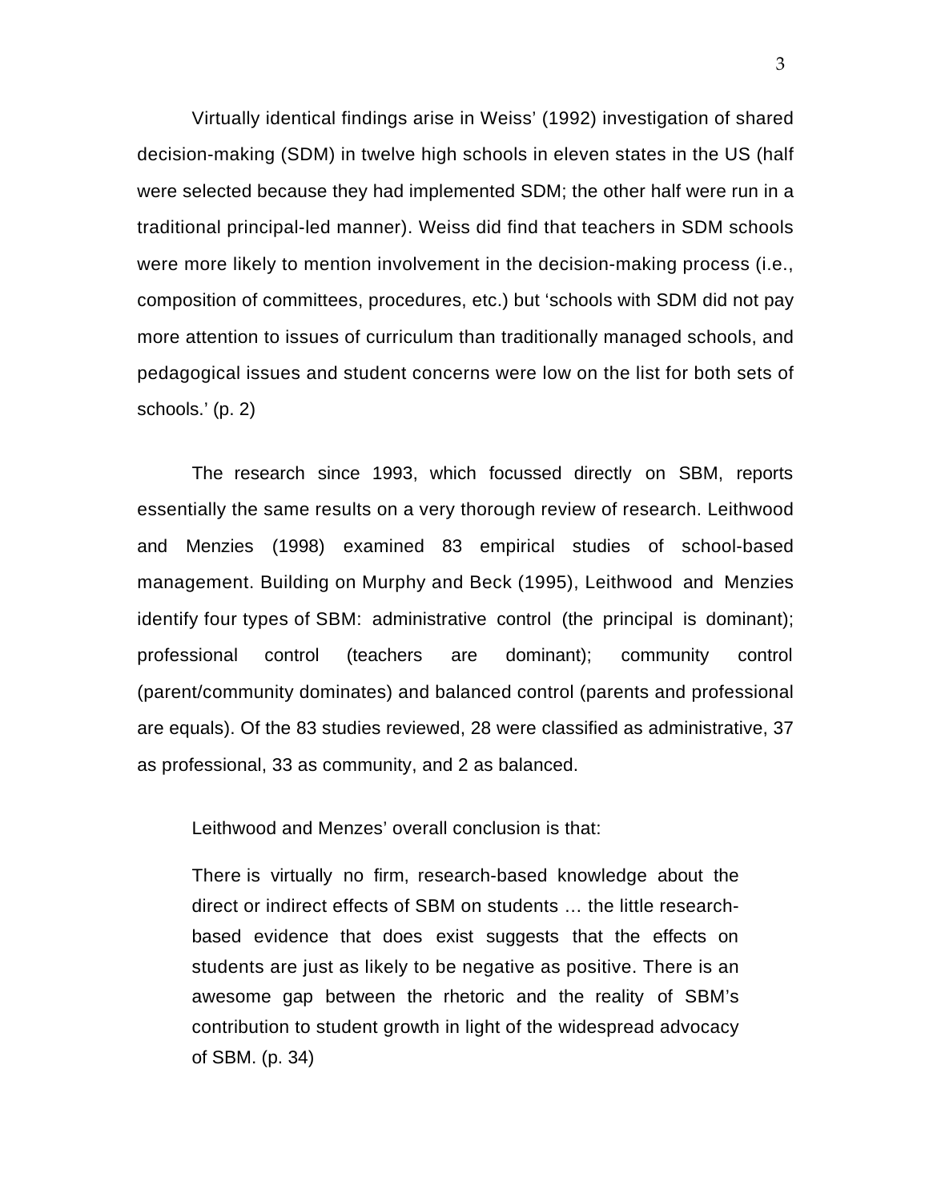Virtually identical findings arise in Weiss' (1992) investigation of shared decision-making (SDM) in twelve high schools in eleven states in the US (half were selected because they had implemented SDM; the other half were run in a traditional principal-led manner). Weiss did find that teachers in SDM schools were more likely to mention involvement in the decision-making process (i.e., composition of committees, procedures, etc.) but 'schools with SDM did not pay more attention to issues of curriculum than traditionally managed schools, and pedagogical issues and student concerns were low on the list for both sets of schools.' (p. 2)

The research since 1993, which focussed directly on SBM, reports essentially the same results on a very thorough review of research. Leithwood and Menzies (1998) examined 83 empirical studies of school-based management. Building on Murphy and Beck (1995), Leithwood and Menzies identify four types of SBM: administrative control (the principal is dominant); professional control (teachers are dominant); community control (parent/community dominates) and balanced control (parents and professional are equals). Of the 83 studies reviewed, 28 were classified as administrative, 37 as professional, 33 as community, and 2 as balanced.

Leithwood and Menzes' overall conclusion is that:

> There is virtually no firm, research-based knowledge about the direct or indirect effects of SBM on students … the little research-based evidence that does exist suggests that the effects on students are just as likely to be negative as positive. There is an awesome gap between the rhetoric and the reality of SBM's contribution to student growth in light of the widespread advocacy of SBM. (p. 34)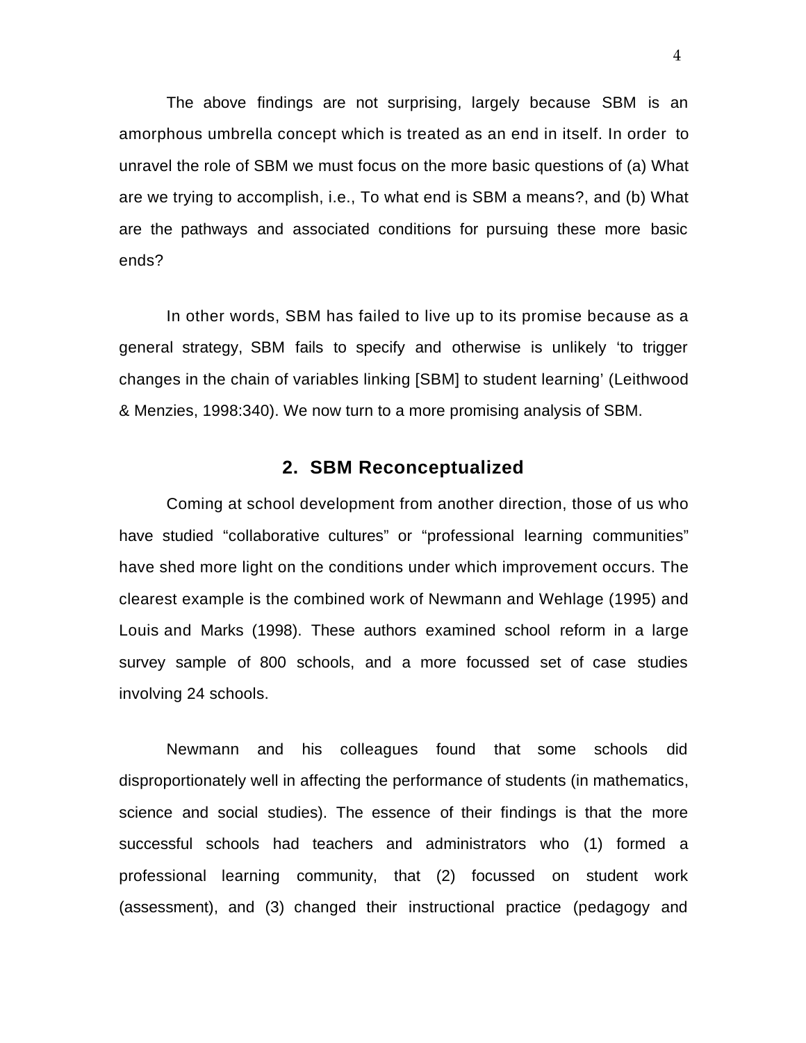The above findings are not surprising, largely because SBM is an amorphous umbrella concept which is treated as an end in itself. In order to unravel the role of SBM we must focus on the more basic questions of (a) What are we trying to accomplish, i.e., To what end is SBM a means?, and (b) What are the pathways and associated conditions for pursuing these more basic ends?

In other words, SBM has failed to live up to its promise because as a general strategy, SBM fails to specify and otherwise is unlikely 'to trigger changes in the chain of variables linking [SBM] to student learning' (Leithwood & Menzies, 1998:340). We now turn to a more promising analysis of SBM.

## 2. SBM Reconceptualized

Coming at school development from another direction, those of us who have studied "collaborative cultures" or "professional learning communities" have shed more light on the conditions under which improvement occurs. The clearest example is the combined work of Newmann and Wehlage (1995) and Louis and Marks (1998). These authors examined school reform in a large survey sample of 800 schools, and a more focussed set of case studies involving 24 schools.

Newmann and his colleagues found that some schools did disproportionately well in affecting the performance of students (in mathematics, science and social studies). The essence of their findings is that the more successful schools had teachers and administrators who (1) formed a professional learning community, that (2) focussed on student work (assessment), and (3) changed their instructional practice (pedagogy and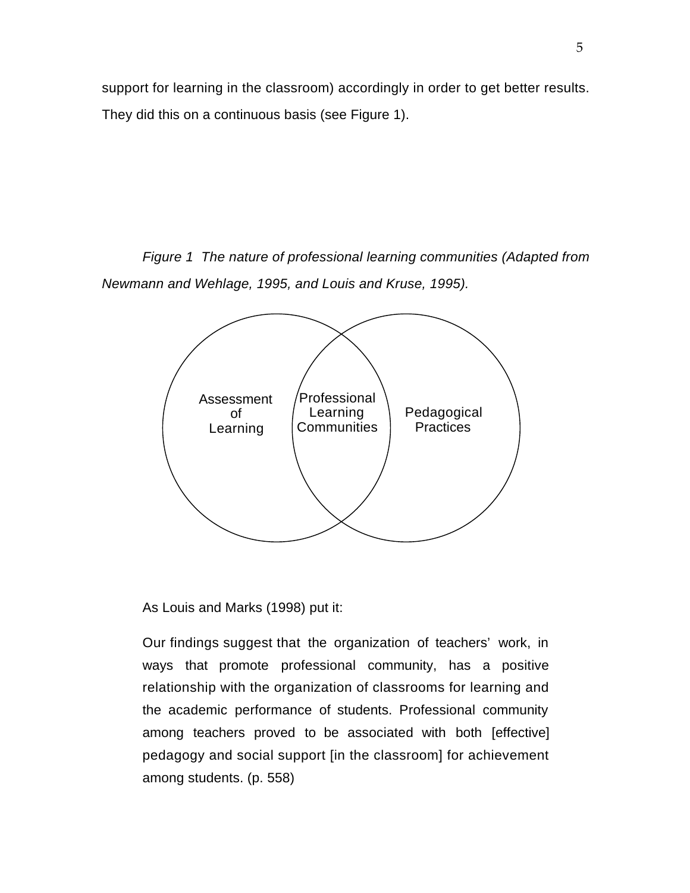support for learning in the classroom) accordingly in order to get better results. They did this on a continuous basis (see Figure 1).

*Figure 1 The nature of professional learning communities (Adapted from Newmann and Wehlage, 1995, and Louis and Kruse, 1995).*

Assessment of Learning

Professional Learning Communities

Pedagogical Practices

As Louis and Marks (1998) put it:

> Our findings suggest that the organization of teachers' work, in ways that promote professional community, has a positive relationship with the organization of classrooms for learning and the academic performance of students. Professional community among teachers proved to be associated with both [effective] pedagogy and social support [in the classroom] for achievement among students. (p. 558)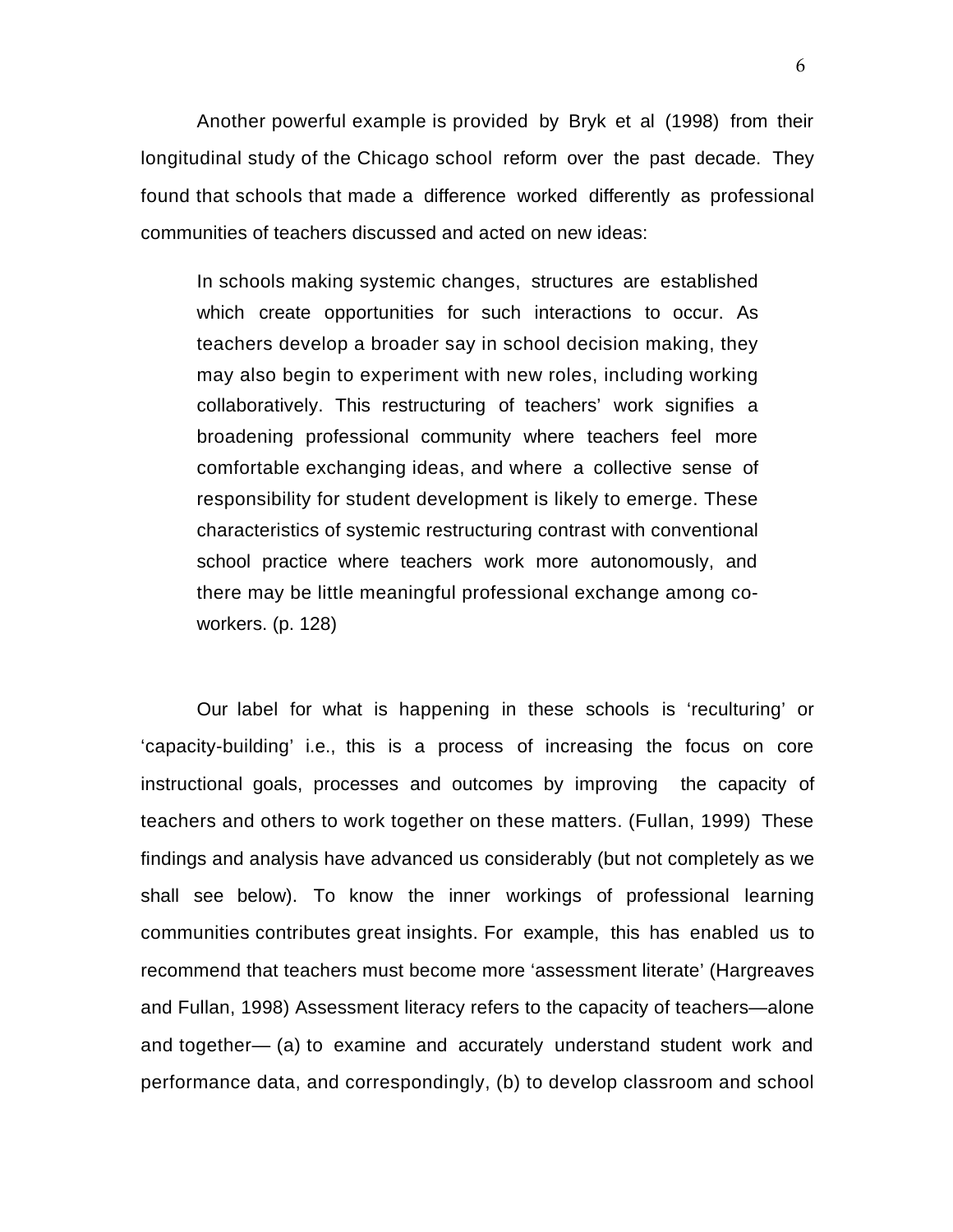Another powerful example is provided by Bryk et al (1998) from their longitudinal study of the Chicago school reform over the past decade. They found that schools that made a difference worked differently as professional communities of teachers discussed and acted on new ideas:

> In schools making systemic changes, structures are established which create opportunities for such interactions to occur. As teachers develop a broader say in school decision making, they may also begin to experiment with new roles, including working collaboratively. This restructuring of teachers' work signifies a broadening professional community where teachers feel more comfortable exchanging ideas, and where a collective sense of responsibility for student development is likely to emerge. These characteristics of systemic restructuring contrast with conventional school practice where teachers work more autonomously, and there may be little meaningful professional exchange among co-workers. (p. 128)

Our label for what is happening in these schools is 'reculturing' or 'capacity-building' i.e., this is a process of increasing the focus on core instructional goals, processes and outcomes by improving the capacity of teachers and others to work together on these matters. (Fullan, 1999) These findings and analysis have advanced us considerably (but not completely as we shall see below). To know the inner workings of professional learning communities contributes great insights. For example, this has enabled us to recommend that teachers must become more 'assessment literate' (Hargreaves and Fullan, 1998) Assessment literacy refers to the capacity of teachers—alone and together— (a) to examine and accurately understand student work and performance data, and correspondingly, (b) to develop classroom and school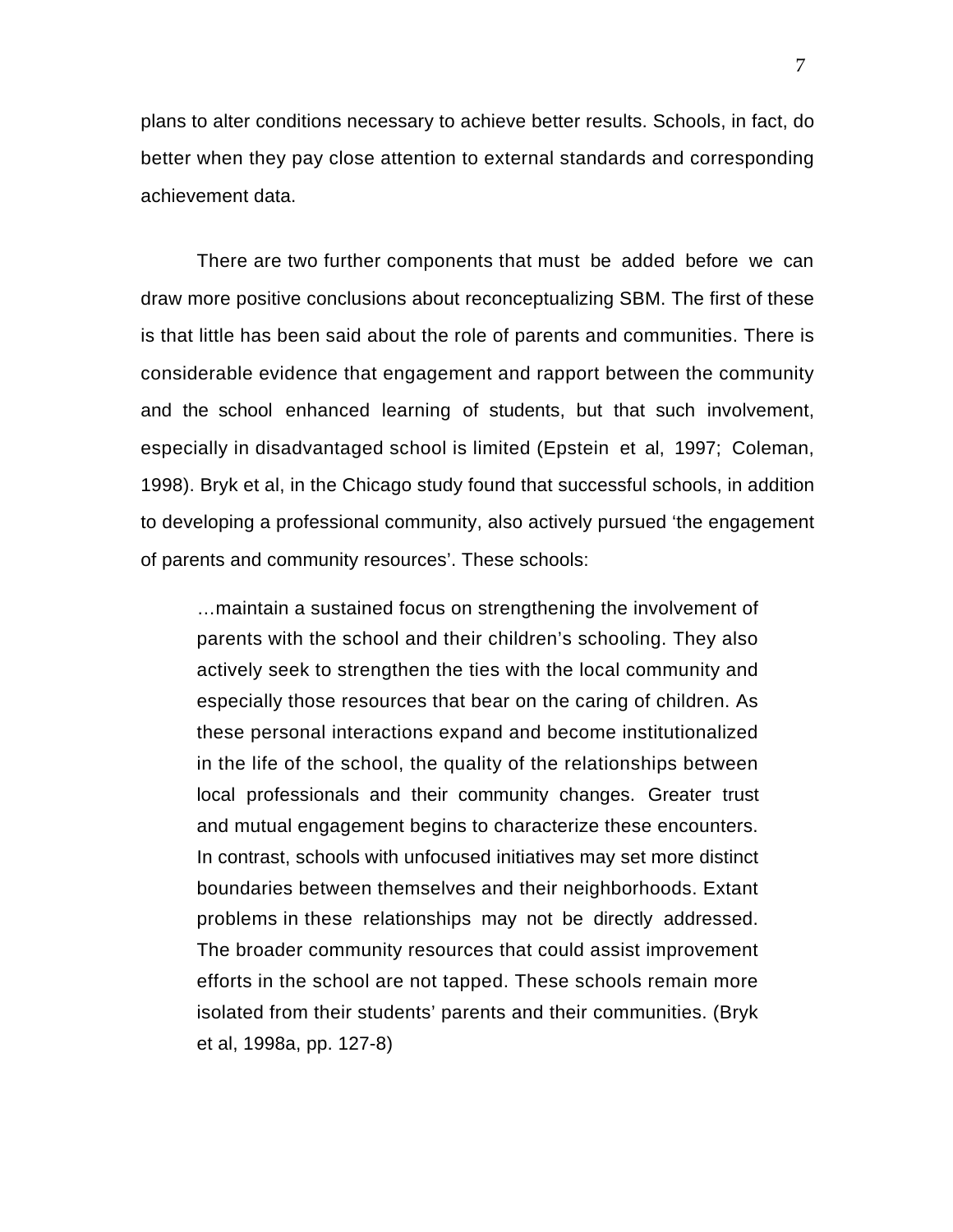plans to alter conditions necessary to achieve better results. Schools, in fact, do better when they pay close attention to external standards and corresponding achievement data.

There are two further components that must be added before we can draw more positive conclusions about reconceptualizing SBM. The first of these is that little has been said about the role of parents and communities. There is considerable evidence that engagement and rapport between the community and the school enhanced learning of students, but that such involvement, especially in disadvantaged school is limited (Epstein et al, 1997; Coleman, 1998). Bryk et al, in the Chicago study found that successful schools, in addition to developing a professional community, also actively pursued 'the engagement of parents and community resources'. These schools:

> …maintain a sustained focus on strengthening the involvement of parents with the school and their children's schooling. They also actively seek to strengthen the ties with the local community and especially those resources that bear on the caring of children. As these personal interactions expand and become institutionalized in the life of the school, the quality of the relationships between local professionals and their community changes. Greater trust and mutual engagement begins to characterize these encounters. In contrast, schools with unfocused initiatives may set more distinct boundaries between themselves and their neighborhoods. Extant problems in these relationships may not be directly addressed. The broader community resources that could assist improvement efforts in the school are not tapped. These schools remain more isolated from their students' parents and their communities. (Bryk et al, 1998a, pp. 127-8)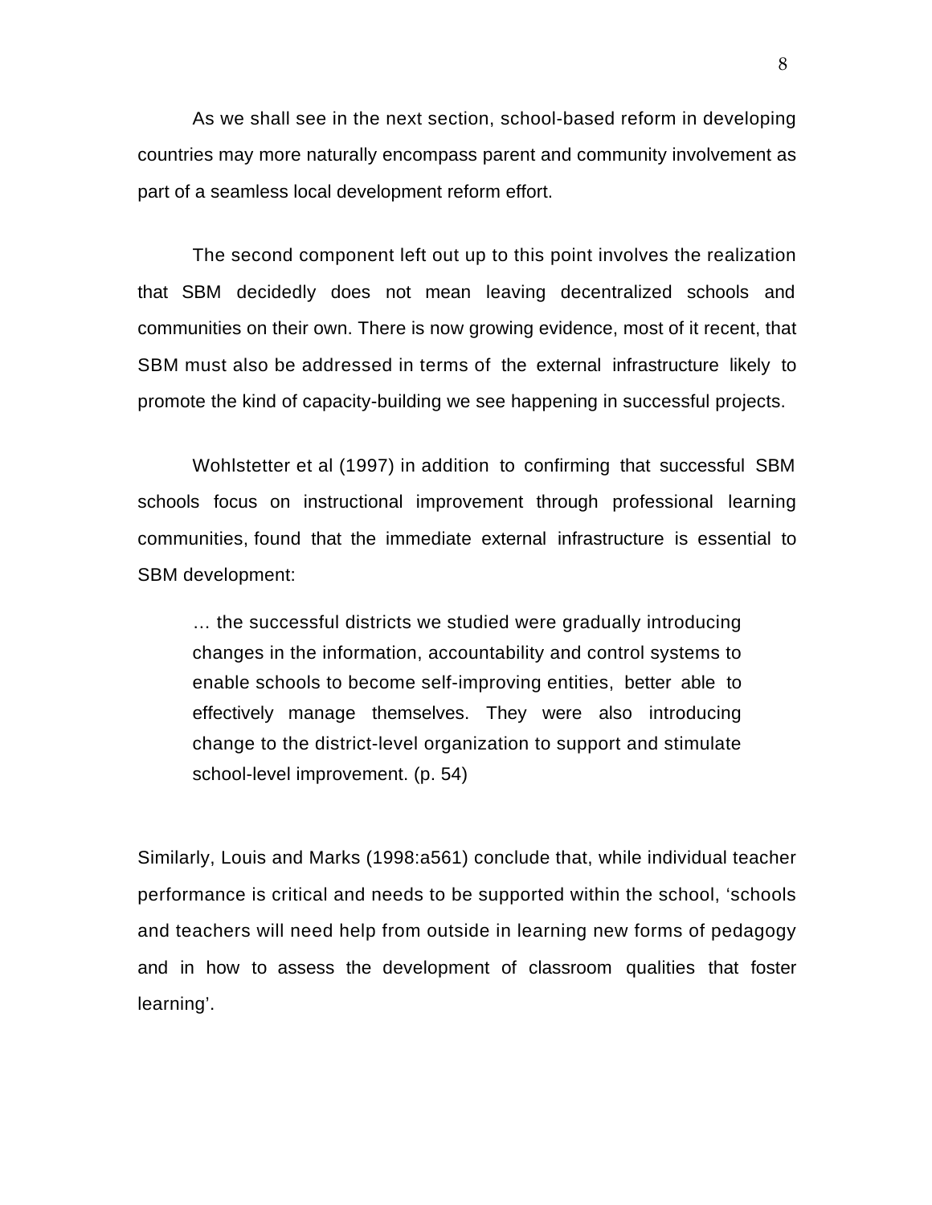As we shall see in the next section, school-based reform in developing countries may more naturally encompass parent and community involvement as part of a seamless local development reform effort.

The second component left out up to this point involves the realization that SBM decidedly does not mean leaving decentralized schools and communities on their own. There is now growing evidence, most of it recent, that SBM must also be addressed in terms of the external infrastructure likely to promote the kind of capacity-building we see happening in successful projects.

Wohlstetter et al (1997) in addition to confirming that successful SBM schools focus on instructional improvement through professional learning communities, found that the immediate external infrastructure is essential to SBM development:

> … the successful districts we studied were gradually introducing changes in the information, accountability and control systems to enable schools to become self-improving entities, better able to effectively manage themselves. They were also introducing change to the district-level organization to support and stimulate school-level improvement. (p. 54)

Similarly, Louis and Marks (1998:a561) conclude that, while individual teacher performance is critical and needs to be supported within the school, 'schools and teachers will need help from outside in learning new forms of pedagogy and in how to assess the development of classroom qualities that foster learning'.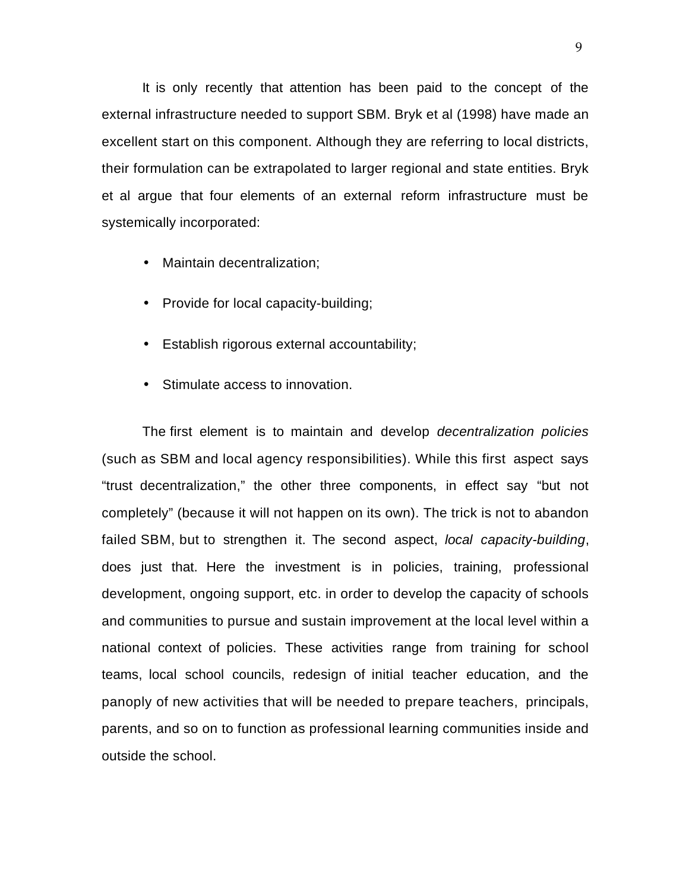It is only recently that attention has been paid to the concept of the external infrastructure needed to support SBM. Bryk et al (1998) have made an excellent start on this component. Although they are referring to local districts, their formulation can be extrapolated to larger regional and state entities. Bryk et al argue that four elements of an external reform infrastructure must be systemically incorporated:

- Maintain decentralization;
- Provide for local capacity-building;
- Establish rigorous external accountability;
- Stimulate access to innovation.

The first element is to maintain and develop *decentralization policies* (such as SBM and local agency responsibilities). While this first aspect says "trust decentralization," the other three components, in effect say "but not completely" (because it will not happen on its own). The trick is not to abandon failed SBM, but to strengthen it. The second aspect, *local capacity-building*, does just that. Here the investment is in policies, training, professional development, ongoing support, etc. in order to develop the capacity of schools and communities to pursue and sustain improvement at the local level within a national context of policies. These activities range from training for school teams, local school councils, redesign of initial teacher education, and the panoply of new activities that will be needed to prepare teachers, principals, parents, and so on to function as professional learning communities inside and outside the school.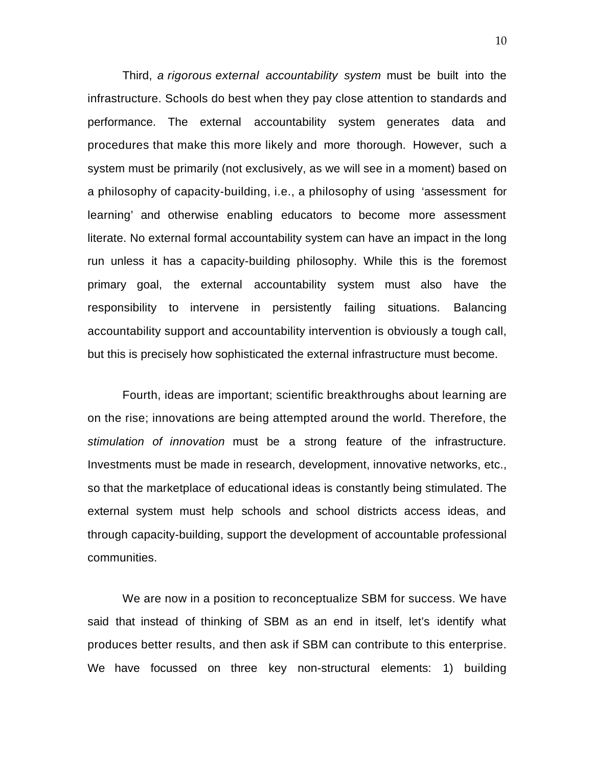Third, *a rigorous external accountability system* must be built into the infrastructure. Schools do best when they pay close attention to standards and performance. The external accountability system generates data and procedures that make this more likely and more thorough. However, such a system must be primarily (not exclusively, as we will see in a moment) based on a philosophy of capacity-building, i.e., a philosophy of using 'assessment for learning' and otherwise enabling educators to become more assessment literate. No external formal accountability system can have an impact in the long run unless it has a capacity-building philosophy. While this is the foremost primary goal, the external accountability system must also have the responsibility to intervene in persistently failing situations. Balancing accountability support and accountability intervention is obviously a tough call, but this is precisely how sophisticated the external infrastructure must become.

Fourth, ideas are important; scientific breakthroughs about learning are on the rise; innovations are being attempted around the world. Therefore, the *stimulation of innovation* must be a strong feature of the infrastructure. Investments must be made in research, development, innovative networks, etc., so that the marketplace of educational ideas is constantly being stimulated. The external system must help schools and school districts access ideas, and through capacity-building, support the development of accountable professional communities.

We are now in a position to reconceptualize SBM for success. We have said that instead of thinking of SBM as an end in itself, let's identify what produces better results, and then ask if SBM can contribute to this enterprise. We have focussed on three key non-structural elements: 1) building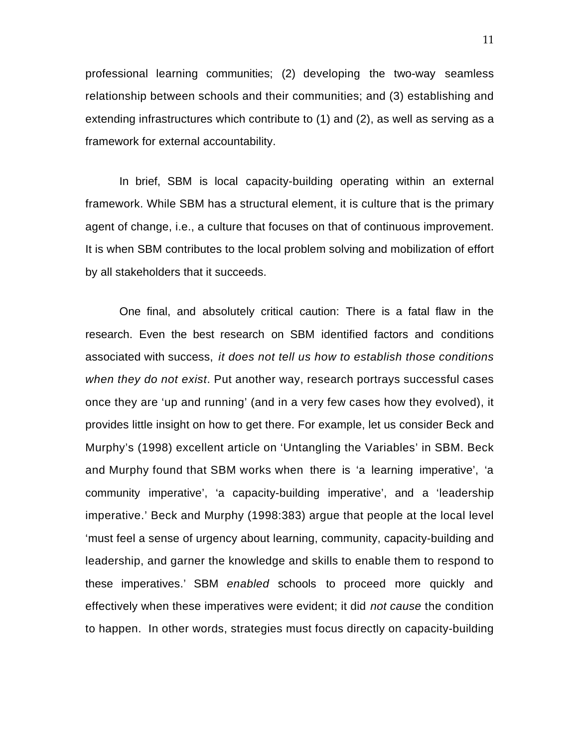professional learning communities; (2) developing the two-way seamless relationship between schools and their communities; and (3) establishing and extending infrastructures which contribute to (1) and (2), as well as serving as a framework for external accountability.

In brief, SBM is local capacity-building operating within an external framework. While SBM has a structural element, it is culture that is the primary agent of change, i.e., a culture that focuses on that of continuous improvement. It is when SBM contributes to the local problem solving and mobilization of effort by all stakeholders that it succeeds.

One final, and absolutely critical caution: There is a fatal flaw in the research. Even the best research on SBM identified factors and conditions associated with success, *it does not tell us how to establish those conditions when they do not exist*. Put another way, research portrays successful cases once they are 'up and running' (and in a very few cases how they evolved), it provides little insight on how to get there. For example, let us consider Beck and Murphy's (1998) excellent article on 'Untangling the Variables' in SBM. Beck and Murphy found that SBM works when there is 'a learning imperative', 'a community imperative', 'a capacity-building imperative', and a 'leadership imperative.' Beck and Murphy (1998:383) argue that people at the local level 'must feel a sense of urgency about learning, community, capacity-building and leadership, and garner the knowledge and skills to enable them to respond to these imperatives.' SBM *enabled* schools to proceed more quickly and effectively when these imperatives were evident; it did *not cause* the condition to happen. In other words, strategies must focus directly on capacity-building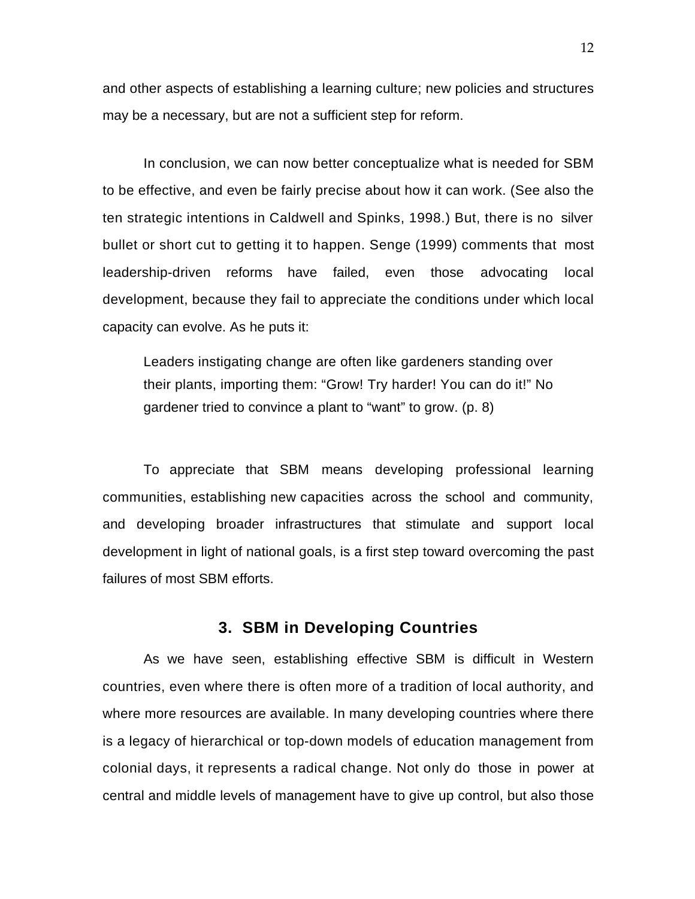and other aspects of establishing a learning culture; new policies and structures may be a necessary, but are not a sufficient step for reform.

In conclusion, we can now better conceptualize what is needed for SBM to be effective, and even be fairly precise about how it can work. (See also the ten strategic intentions in Caldwell and Spinks, 1998.) But, there is no silver bullet or short cut to getting it to happen. Senge (1999) comments that most leadership-driven reforms have failed, even those advocating local development, because they fail to appreciate the conditions under which local capacity can evolve. As he puts it:

> Leaders instigating change are often like gardeners standing over their plants, importing them: “Grow! Try harder! You can do it!” No gardener tried to convince a plant to “want” to grow. (p. 8)

To appreciate that SBM means developing professional learning communities, establishing new capacities across the school and community, and developing broader infrastructures that stimulate and support local development in light of national goals, is a first step toward overcoming the past failures of most SBM efforts.

## 3. SBM in Developing Countries

As we have seen, establishing effective SBM is difficult in Western countries, even where there is often more of a tradition of local authority, and where more resources are available. In many developing countries where there is a legacy of hierarchical or top-down models of education management from colonial days, it represents a radical change. Not only do those in power at central and middle levels of management have to give up control, but also those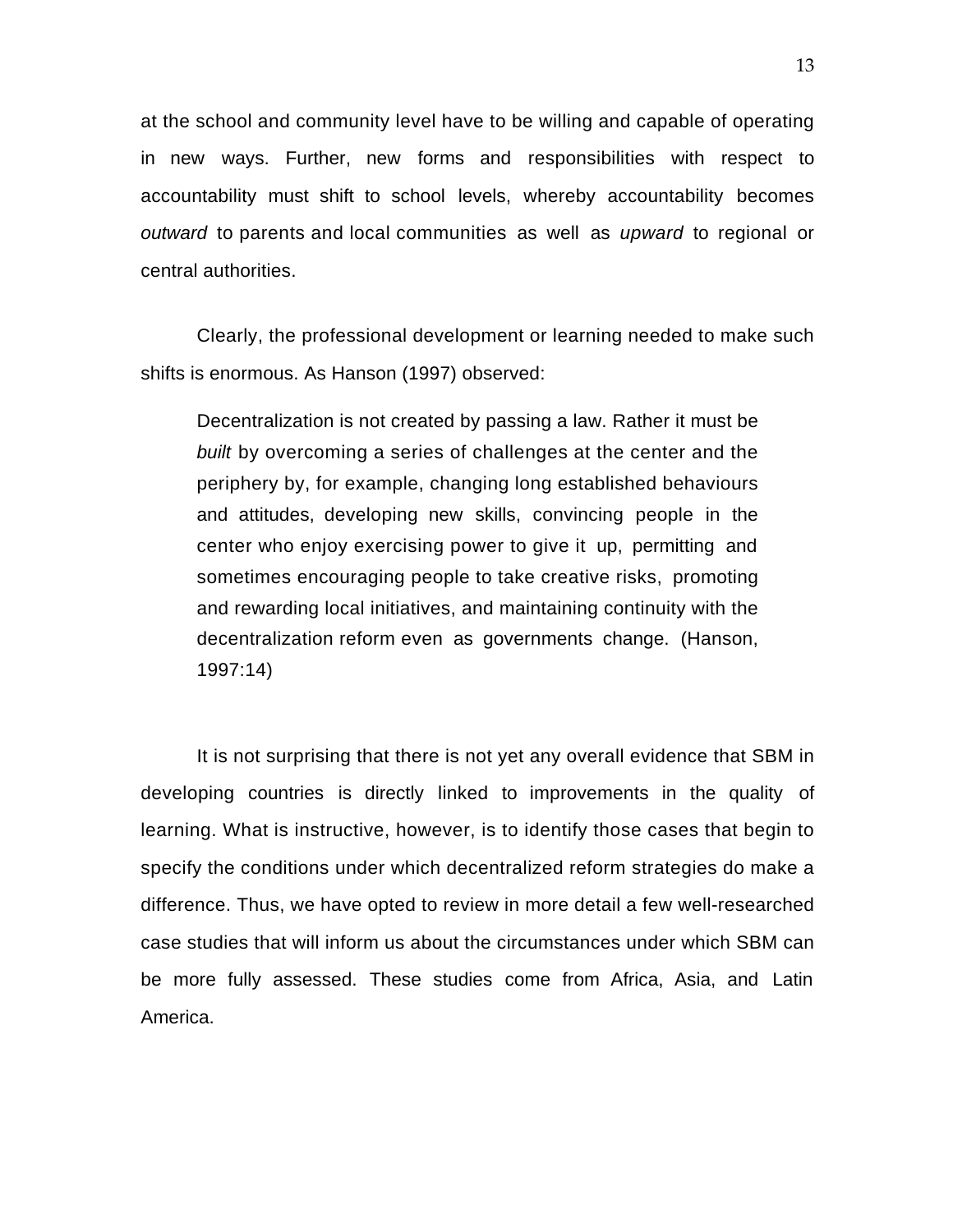at the school and community level have to be willing and capable of operating in new ways. Further, new forms and responsibilities with respect to accountability must shift to school levels, whereby accountability becomes *outward* to parents and local communities as well as *upward* to regional or central authorities.

Clearly, the professional development or learning needed to make such shifts is enormous. As Hanson (1997) observed:

> Decentralization is not created by passing a law. Rather it must be *built* by overcoming a series of challenges at the center and the periphery by, for example, changing long established behaviours and attitudes, developing new skills, convincing people in the center who enjoy exercising power to give it up, permitting and sometimes encouraging people to take creative risks, promoting and rewarding local initiatives, and maintaining continuity with the decentralization reform even as governments change. (Hanson, 1997:14)

It is not surprising that there is not yet any overall evidence that SBM in developing countries is directly linked to improvements in the quality of learning. What is instructive, however, is to identify those cases that begin to specify the conditions under which decentralized reform strategies do make a difference. Thus, we have opted to review in more detail a few well-researched case studies that will inform us about the circumstances under which SBM can be more fully assessed. These studies come from Africa, Asia, and Latin America.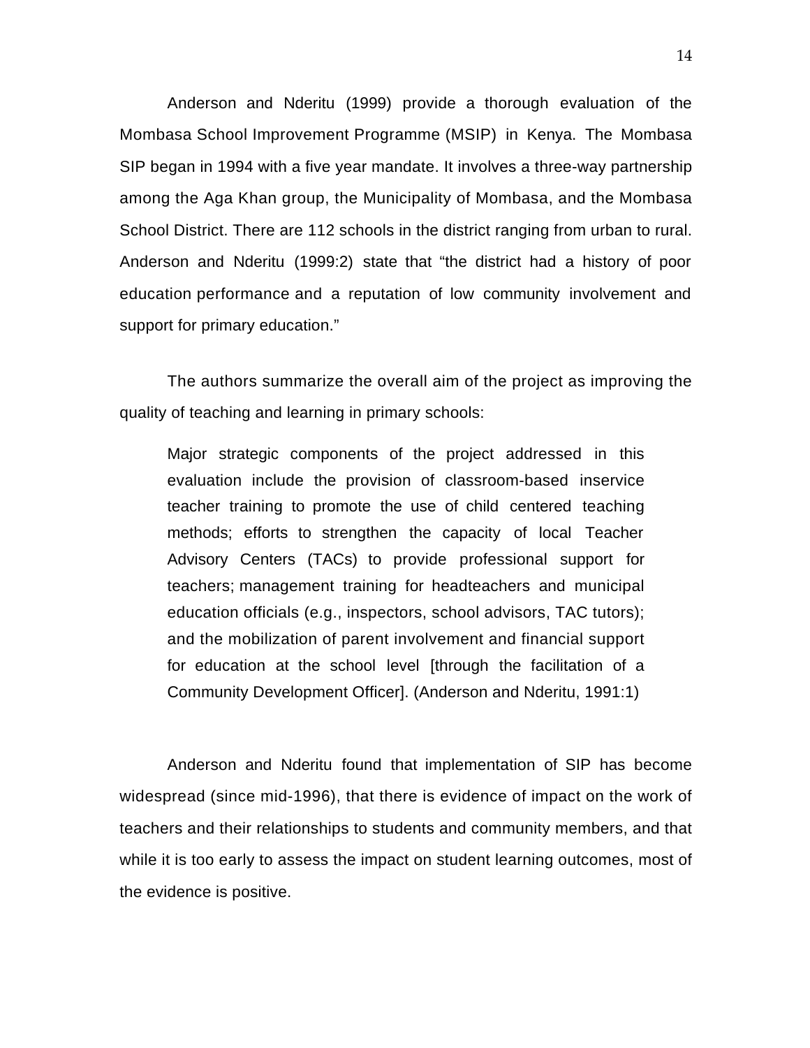Anderson and Nderitu (1999) provide a thorough evaluation of the Mombasa School Improvement Programme (MSIP) in Kenya. The Mombasa SIP began in 1994 with a five year mandate. It involves a three-way partnership among the Aga Khan group, the Municipality of Mombasa, and the Mombasa School District. There are 112 schools in the district ranging from urban to rural. Anderson and Nderitu (1999:2) state that "the district had a history of poor education performance and a reputation of low community involvement and support for primary education."

The authors summarize the overall aim of the project as improving the quality of teaching and learning in primary schools:

> Major strategic components of the project addressed in this evaluation include the provision of classroom-based inservice teacher training to promote the use of child centered teaching methods; efforts to strengthen the capacity of local Teacher Advisory Centers (TACs) to provide professional support for teachers; management training for headteachers and municipal education officials (e.g., inspectors, school advisors, TAC tutors); and the mobilization of parent involvement and financial support for education at the school level [through the facilitation of a Community Development Officer]. (Anderson and Nderitu, 1991:1)

Anderson and Nderitu found that implementation of SIP has become widespread (since mid-1996), that there is evidence of impact on the work of teachers and their relationships to students and community members, and that while it is too early to assess the impact on student learning outcomes, most of the evidence is positive.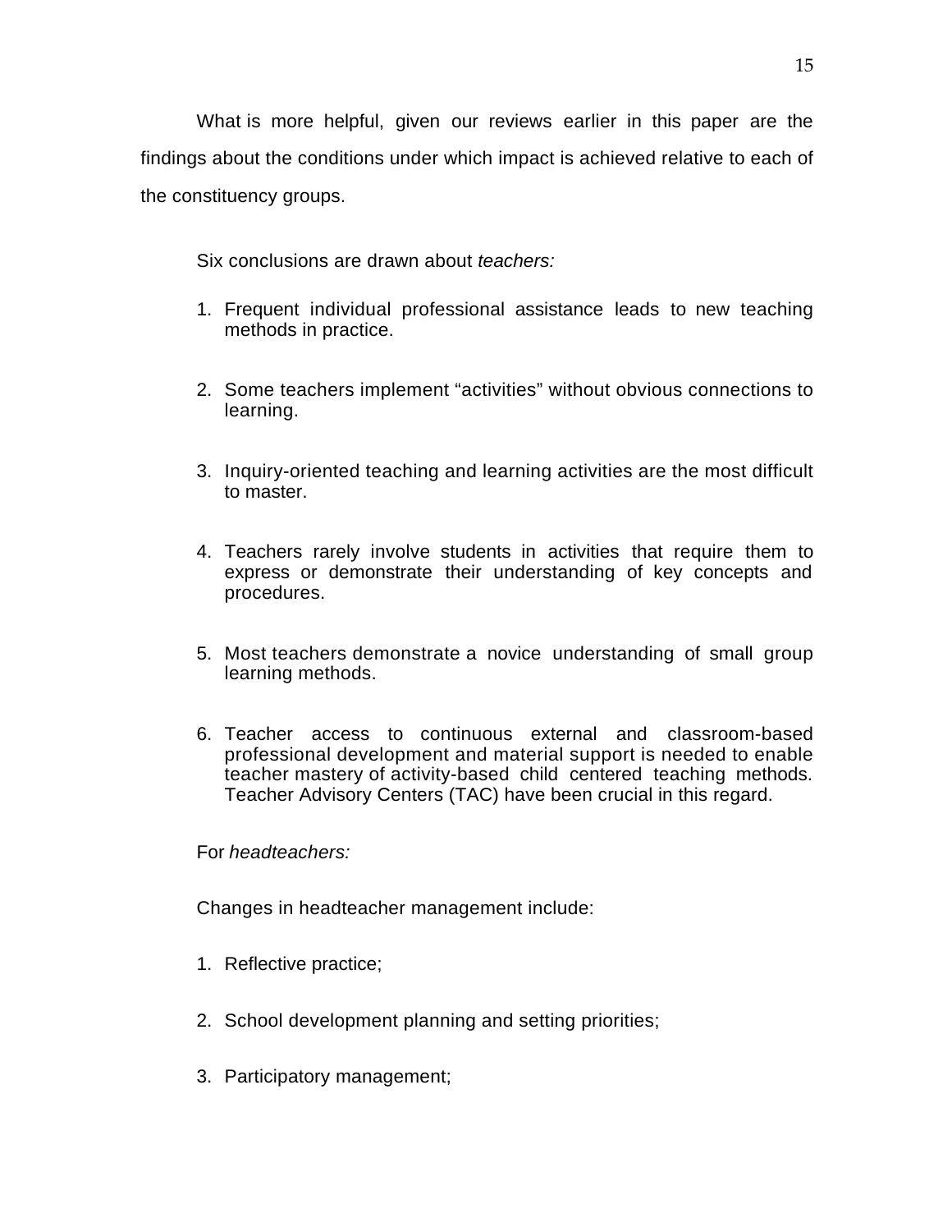What is more helpful, given our reviews earlier in this paper are the findings about the conditions under which impact is achieved relative to each of the constituency groups.

Six conclusions are drawn about *teachers:*

1. Frequent individual professional assistance leads to new teaching methods in practice.

2. Some teachers implement “activities” without obvious connections to learning.

3. Inquiry-oriented teaching and learning activities are the most difficult to master.

4. Teachers rarely involve students in activities that require them to express or demonstrate their understanding of key concepts and procedures.

5. Most teachers demonstrate a novice understanding of small group learning methods.

6. Teacher access to continuous external and classroom-based professional development and material support is needed to enable teacher mastery of activity-based child centered teaching methods. Teacher Advisory Centers (TAC) have been crucial in this regard.

For *headteachers:*

Changes in headteacher management include:

1. Reflective practice;

2. School development planning and setting priorities;

3. Participatory management;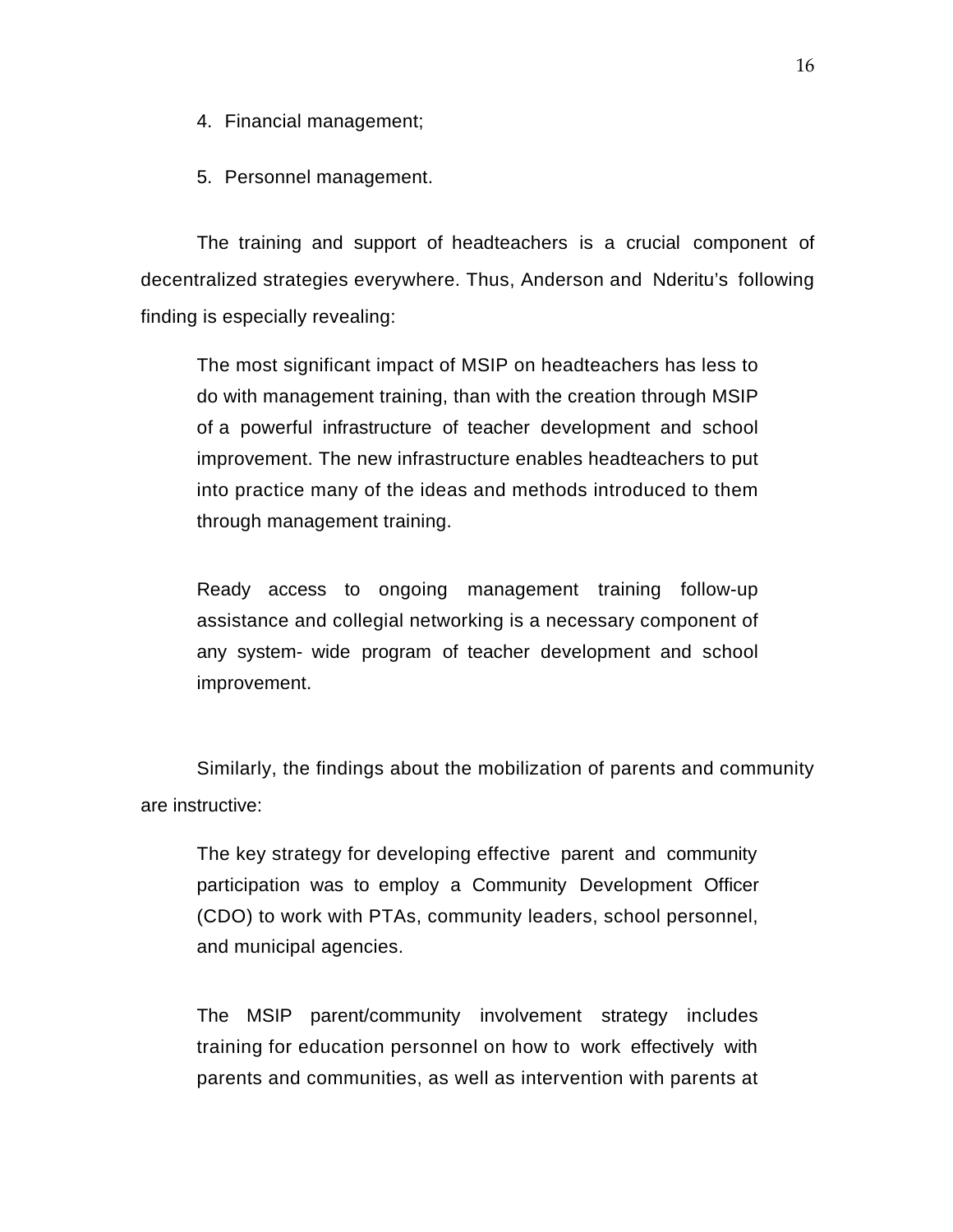4. Financial management;

5. Personnel management.

The training and support of headteachers is a crucial component of decentralized strategies everywhere. Thus, Anderson and Nderitu's following finding is especially revealing:

> The most significant impact of MSIP on headteachers has less to do with management training, than with the creation through MSIP of a powerful infrastructure of teacher development and school improvement. The new infrastructure enables headteachers to put into practice many of the ideas and methods introduced to them through management training.
>
> Ready access to ongoing management training follow-up assistance and collegial networking is a necessary component of any system- wide program of teacher development and school improvement.

Similarly, the findings about the mobilization of parents and community are instructive:

> The key strategy for developing effective parent and community participation was to employ a Community Development Officer (CDO) to work with PTAs, community leaders, school personnel, and municipal agencies.
>
> The MSIP parent/community involvement strategy includes training for education personnel on how to work effectively with parents and communities, as well as intervention with parents at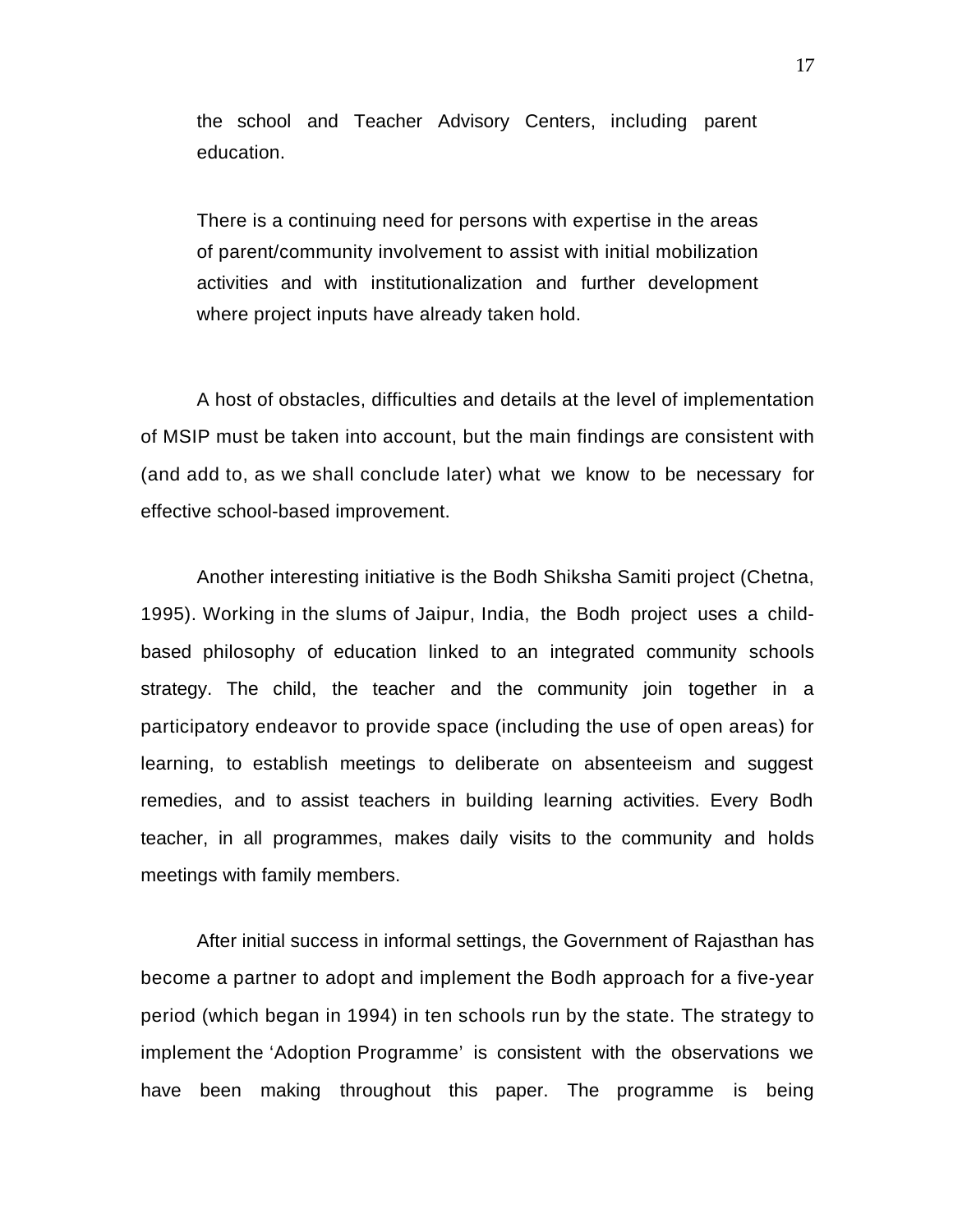the school and Teacher Advisory Centers, including parent education.

There is a continuing need for persons with expertise in the areas of parent/community involvement to assist with initial mobilization activities and with institutionalization and further development where project inputs have already taken hold.

A host of obstacles, difficulties and details at the level of implementation of MSIP must be taken into account, but the main findings are consistent with (and add to, as we shall conclude later) what we know to be necessary for effective school-based improvement.

Another interesting initiative is the Bodh Shiksha Samiti project (Chetna, 1995). Working in the slums of Jaipur, India, the Bodh project uses a child-based philosophy of education linked to an integrated community schools strategy. The child, the teacher and the community join together in a participatory endeavor to provide space (including the use of open areas) for learning, to establish meetings to deliberate on absenteeism and suggest remedies, and to assist teachers in building learning activities. Every Bodh teacher, in all programmes, makes daily visits to the community and holds meetings with family members.

After initial success in informal settings, the Government of Rajasthan has become a partner to adopt and implement the Bodh approach for a five-year period (which began in 1994) in ten schools run by the state. The strategy to implement the 'Adoption Programme' is consistent with the observations we have been making throughout this paper. The programme is being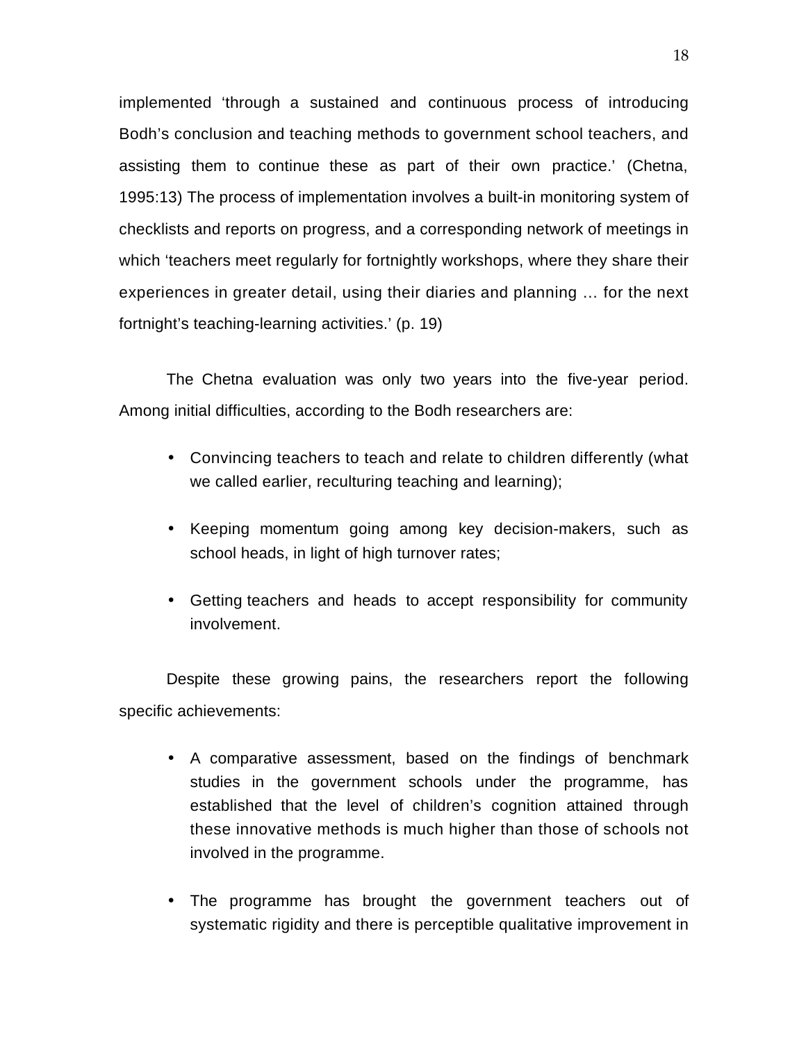implemented 'through a sustained and continuous process of introducing Bodh's conclusion and teaching methods to government school teachers, and assisting them to continue these as part of their own practice.' (Chetna, 1995:13) The process of implementation involves a built-in monitoring system of checklists and reports on progress, and a corresponding network of meetings in which 'teachers meet regularly for fortnightly workshops, where they share their experiences in greater detail, using their diaries and planning … for the next fortnight's teaching-learning activities.' (p. 19)

The Chetna evaluation was only two years into the five-year period. Among initial difficulties, according to the Bodh researchers are:

- Convincing teachers to teach and relate to children differently (what we called earlier, reculturing teaching and learning);
- Keeping momentum going among key decision-makers, such as school heads, in light of high turnover rates;
- Getting teachers and heads to accept responsibility for community involvement.

Despite these growing pains, the researchers report the following specific achievements:

- A comparative assessment, based on the findings of benchmark studies in the government schools under the programme, has established that the level of children's cognition attained through these innovative methods is much higher than those of schools not involved in the programme.
- The programme has brought the government teachers out of systematic rigidity and there is perceptible qualitative improvement in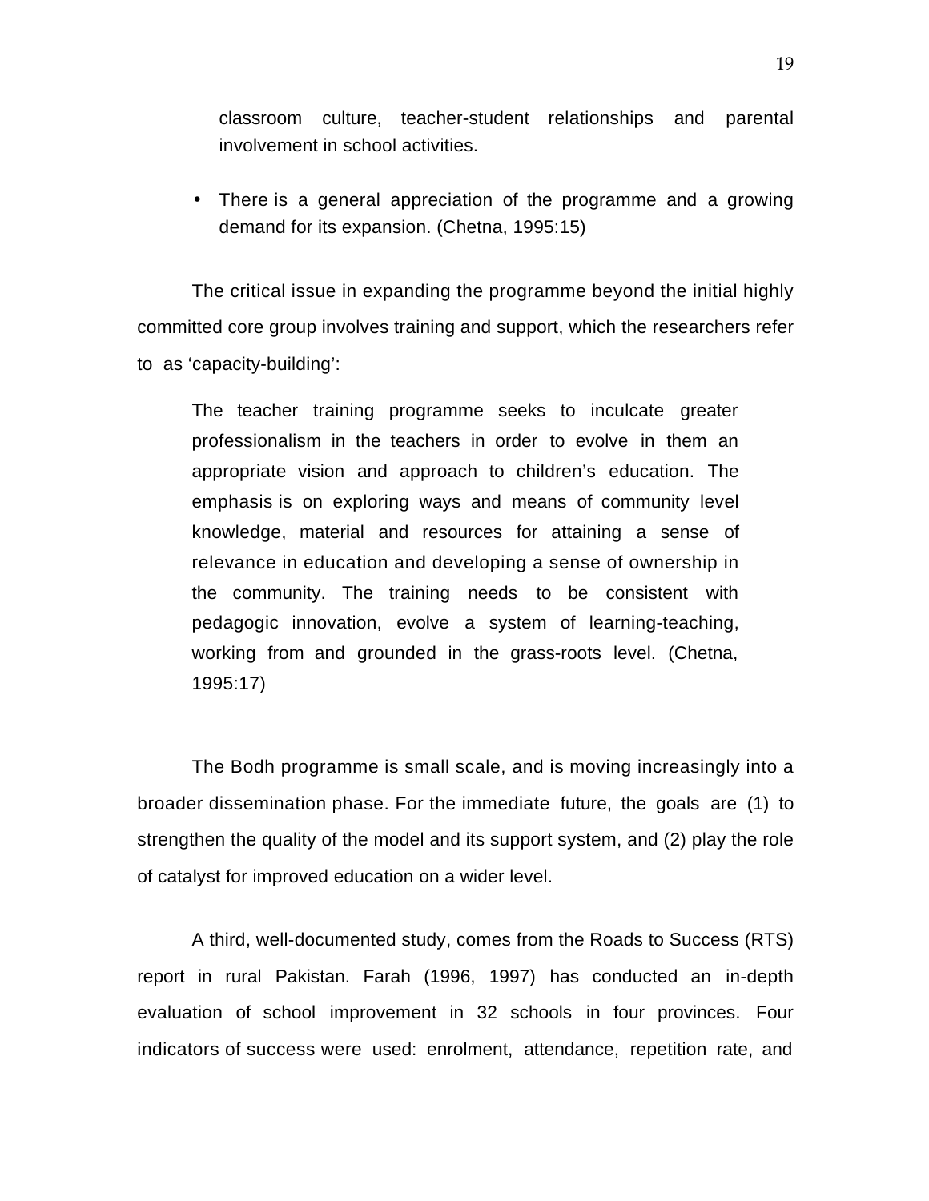classroom culture, teacher-student relationships and parental involvement in school activities.

- There is a general appreciation of the programme and a growing demand for its expansion. (Chetna, 1995:15)

The critical issue in expanding the programme beyond the initial highly committed core group involves training and support, which the researchers refer to as 'capacity-building':

> The teacher training programme seeks to inculcate greater professionalism in the teachers in order to evolve in them an appropriate vision and approach to children's education. The emphasis is on exploring ways and means of community level knowledge, material and resources for attaining a sense of relevance in education and developing a sense of ownership in the community. The training needs to be consistent with pedagogic innovation, evolve a system of learning-teaching, working from and grounded in the grass-roots level. (Chetna, 1995:17)

The Bodh programme is small scale, and is moving increasingly into a broader dissemination phase. For the immediate future, the goals are (1) to strengthen the quality of the model and its support system, and (2) play the role of catalyst for improved education on a wider level.

A third, well-documented study, comes from the Roads to Success (RTS) report in rural Pakistan. Farah (1996, 1997) has conducted an in-depth evaluation of school improvement in 32 schools in four provinces. Four indicators of success were used: enrolment, attendance, repetition rate, and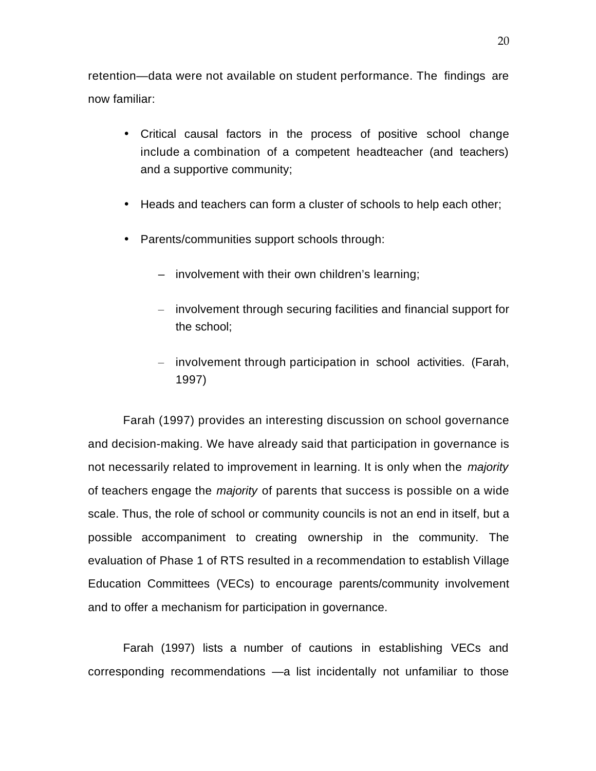retention—data were not available on student performance. The findings are now familiar:

- Critical causal factors in the process of positive school change include a combination of a competent headteacher (and teachers) and a supportive community;
- Heads and teachers can form a cluster of schools to help each other;
- Parents/communities support schools through:
  - involvement with their own children's learning;
  - involvement through securing facilities and financial support for the school;
  - involvement through participation in school activities. (Farah, 1997)

Farah (1997) provides an interesting discussion on school governance and decision-making. We have already said that participation in governance is not necessarily related to improvement in learning. It is only when the *majority* of teachers engage the *majority* of parents that success is possible on a wide scale. Thus, the role of school or community councils is not an end in itself, but a possible accompaniment to creating ownership in the community. The evaluation of Phase 1 of RTS resulted in a recommendation to establish Village Education Committees (VECs) to encourage parents/community involvement and to offer a mechanism for participation in governance.

Farah (1997) lists a number of cautions in establishing VECs and corresponding recommendations —a list incidentally not unfamiliar to those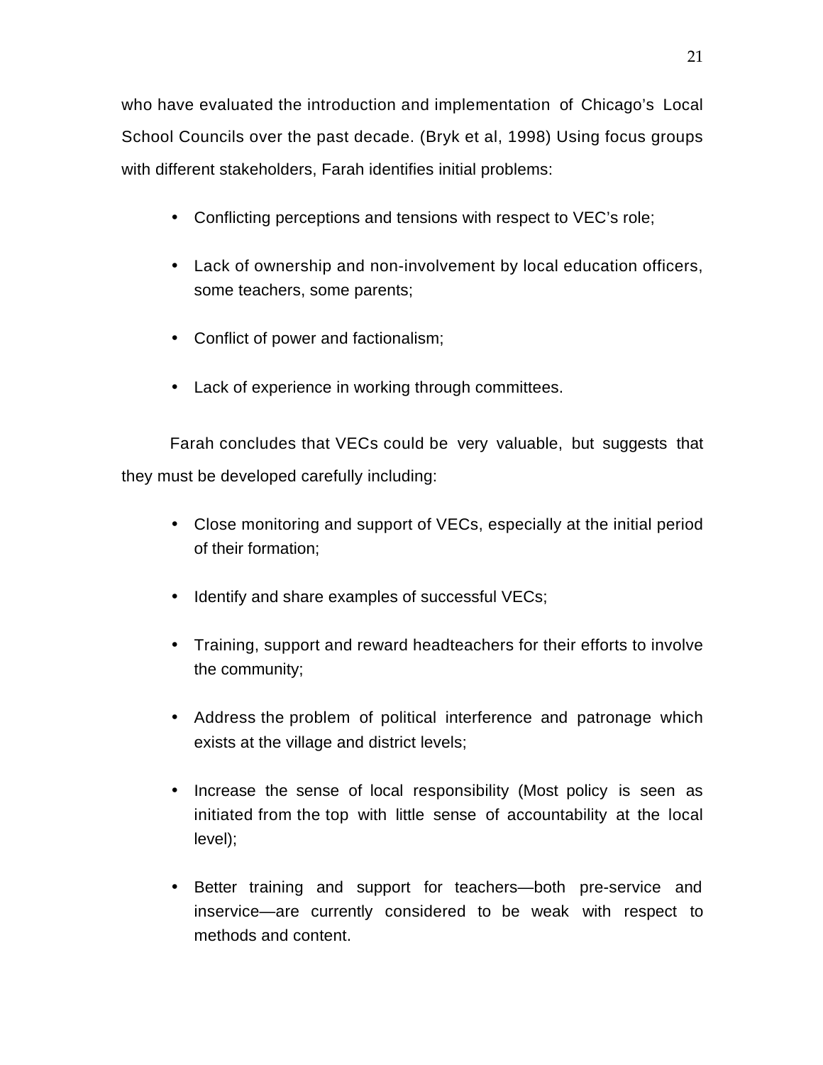who have evaluated the introduction and implementation of Chicago's Local School Councils over the past decade. (Bryk et al, 1998) Using focus groups with different stakeholders, Farah identifies initial problems:

- Conflicting perceptions and tensions with respect to VEC's role;
- Lack of ownership and non-involvement by local education officers, some teachers, some parents;
- Conflict of power and factionalism;
- Lack of experience in working through committees.

Farah concludes that VECs could be very valuable, but suggests that they must be developed carefully including:

- Close monitoring and support of VECs, especially at the initial period of their formation;
- Identify and share examples of successful VECs;
- Training, support and reward headteachers for their efforts to involve the community;
- Address the problem of political interference and patronage which exists at the village and district levels;
- Increase the sense of local responsibility (Most policy is seen as initiated from the top with little sense of accountability at the local level);
- Better training and support for teachers—both pre-service and inservice—are currently considered to be weak with respect to methods and content.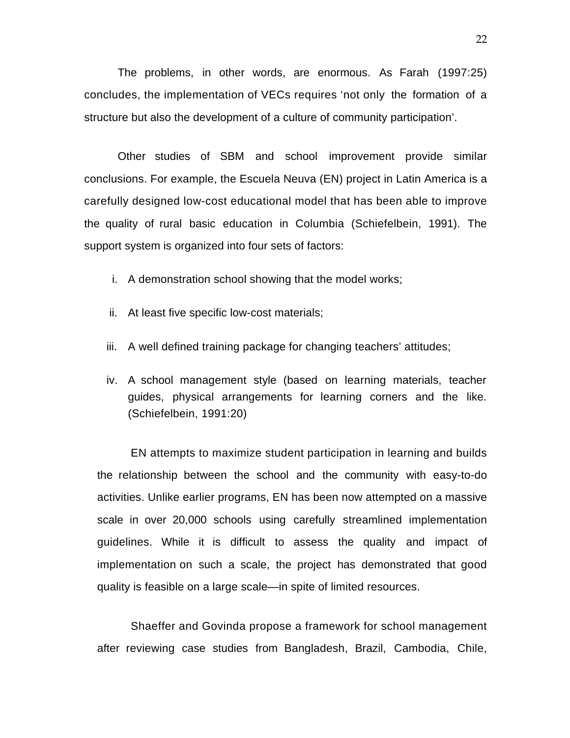The problems, in other words, are enormous. As Farah (1997:25) concludes, the implementation of VECs requires 'not only the formation of a structure but also the development of a culture of community participation'.

Other studies of SBM and school improvement provide similar conclusions. For example, the Escuela Neuva (EN) project in Latin America is a carefully designed low-cost educational model that has been able to improve the quality of rural basic education in Columbia (Schiefelbein, 1991). The support system is organized into four sets of factors:

i. A demonstration school showing that the model works;

ii. At least five specific low-cost materials;

iii. A well defined training package for changing teachers' attitudes;

iv. A school management style (based on learning materials, teacher guides, physical arrangements for learning corners and the like. (Schiefelbein, 1991:20)

EN attempts to maximize student participation in learning and builds the relationship between the school and the community with easy-to-do activities. Unlike earlier programs, EN has been now attempted on a massive scale in over 20,000 schools using carefully streamlined implementation guidelines. While it is difficult to assess the quality and impact of implementation on such a scale, the project has demonstrated that good quality is feasible on a large scale—in spite of limited resources.

Shaeffer and Govinda propose a framework for school management after reviewing case studies from Bangladesh, Brazil, Cambodia, Chile,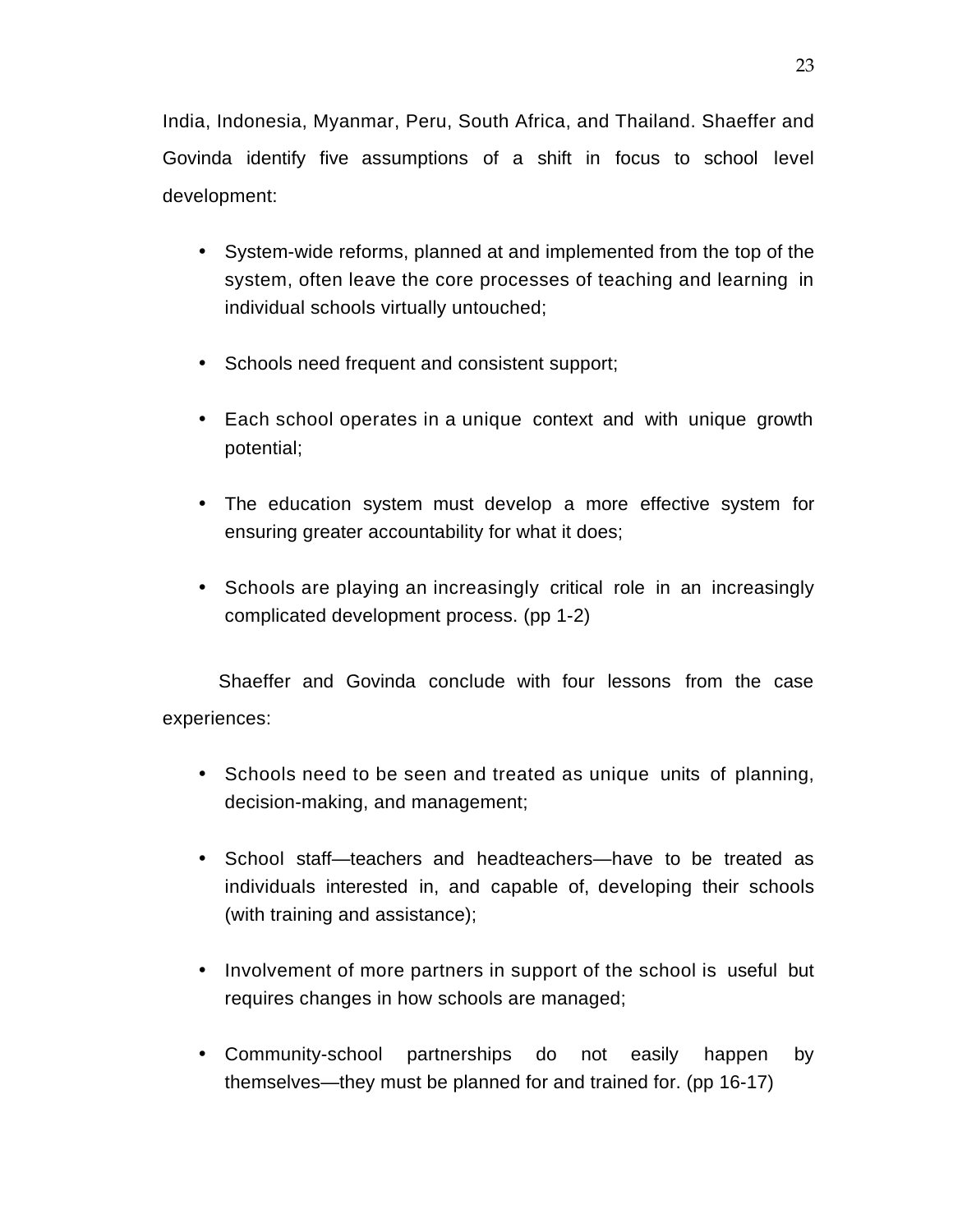India, Indonesia, Myanmar, Peru, South Africa, and Thailand. Shaeffer and Govinda identify five assumptions of a shift in focus to school level development:

- System-wide reforms, planned at and implemented from the top of the system, often leave the core processes of teaching and learning in individual schools virtually untouched;
- Schools need frequent and consistent support;
- Each school operates in a unique context and with unique growth potential;
- The education system must develop a more effective system for ensuring greater accountability for what it does;
- Schools are playing an increasingly critical role in an increasingly complicated development process. (pp 1-2)

Shaeffer and Govinda conclude with four lessons from the case experiences:

- Schools need to be seen and treated as unique units of planning, decision-making, and management;
- School staff—teachers and headteachers—have to be treated as individuals interested in, and capable of, developing their schools (with training and assistance);
- Involvement of more partners in support of the school is useful but requires changes in how schools are managed;
- Community-school partnerships do not easily happen by themselves—they must be planned for and trained for. (pp 16-17)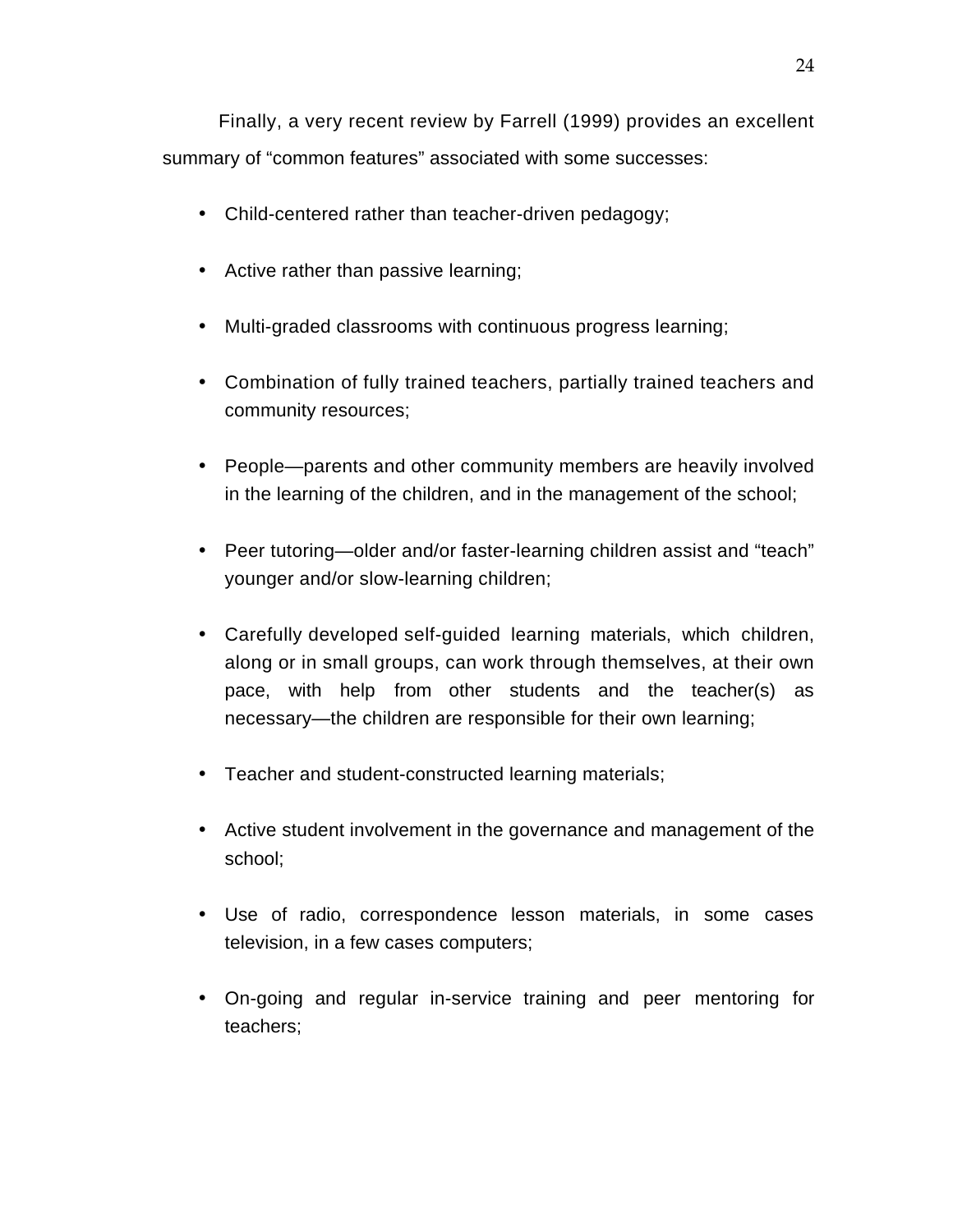Finally, a very recent review by Farrell (1999) provides an excellent summary of “common features” associated with some successes:

- Child-centered rather than teacher-driven pedagogy;
- Active rather than passive learning;
- Multi-graded classrooms with continuous progress learning;
- Combination of fully trained teachers, partially trained teachers and community resources;
- People—parents and other community members are heavily involved in the learning of the children, and in the management of the school;
- Peer tutoring—older and/or faster-learning children assist and “teach” younger and/or slow-learning children;
- Carefully developed self-guided learning materials, which children, along or in small groups, can work through themselves, at their own pace, with help from other students and the teacher(s) as necessary—the children are responsible for their own learning;
- Teacher and student-constructed learning materials;
- Active student involvement in the governance and management of the school;
- Use of radio, correspondence lesson materials, in some cases television, in a few cases computers;
- On-going and regular in-service training and peer mentoring for teachers;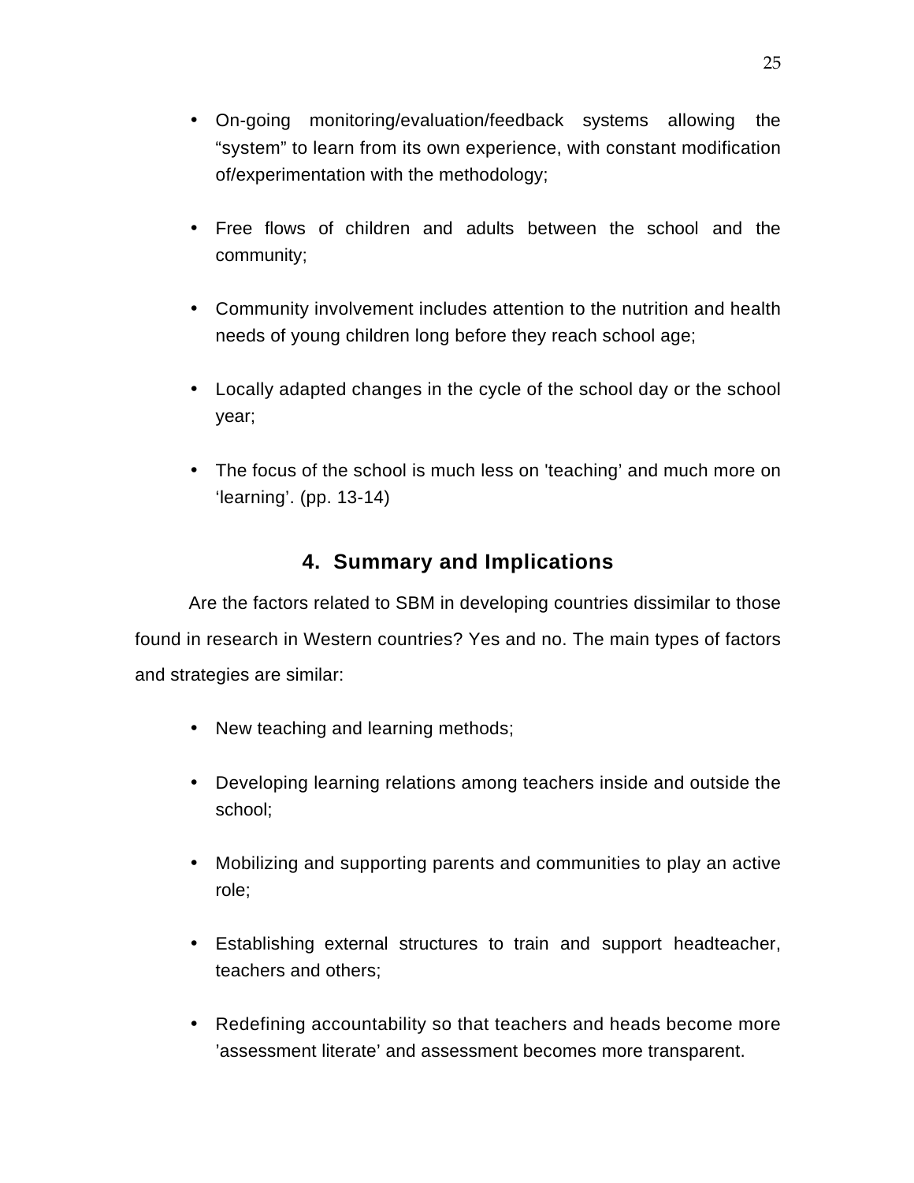- On-going monitoring/evaluation/feedback systems allowing the "system" to learn from its own experience, with constant modification of/experimentation with the methodology;

- Free flows of children and adults between the school and the community;

- Community involvement includes attention to the nutrition and health needs of young children long before they reach school age;

- Locally adapted changes in the cycle of the school day or the school year;

- The focus of the school is much less on 'teaching' and much more on 'learning'. (pp. 13-14)

## 4. Summary and Implications

Are the factors related to SBM in developing countries dissimilar to those found in research in Western countries? Yes and no. The main types of factors and strategies are similar:

- New teaching and learning methods;

- Developing learning relations among teachers inside and outside the school;

- Mobilizing and supporting parents and communities to play an active role;

- Establishing external structures to train and support headteacher, teachers and others;

- Redefining accountability so that teachers and heads become more 'assessment literate' and assessment becomes more transparent.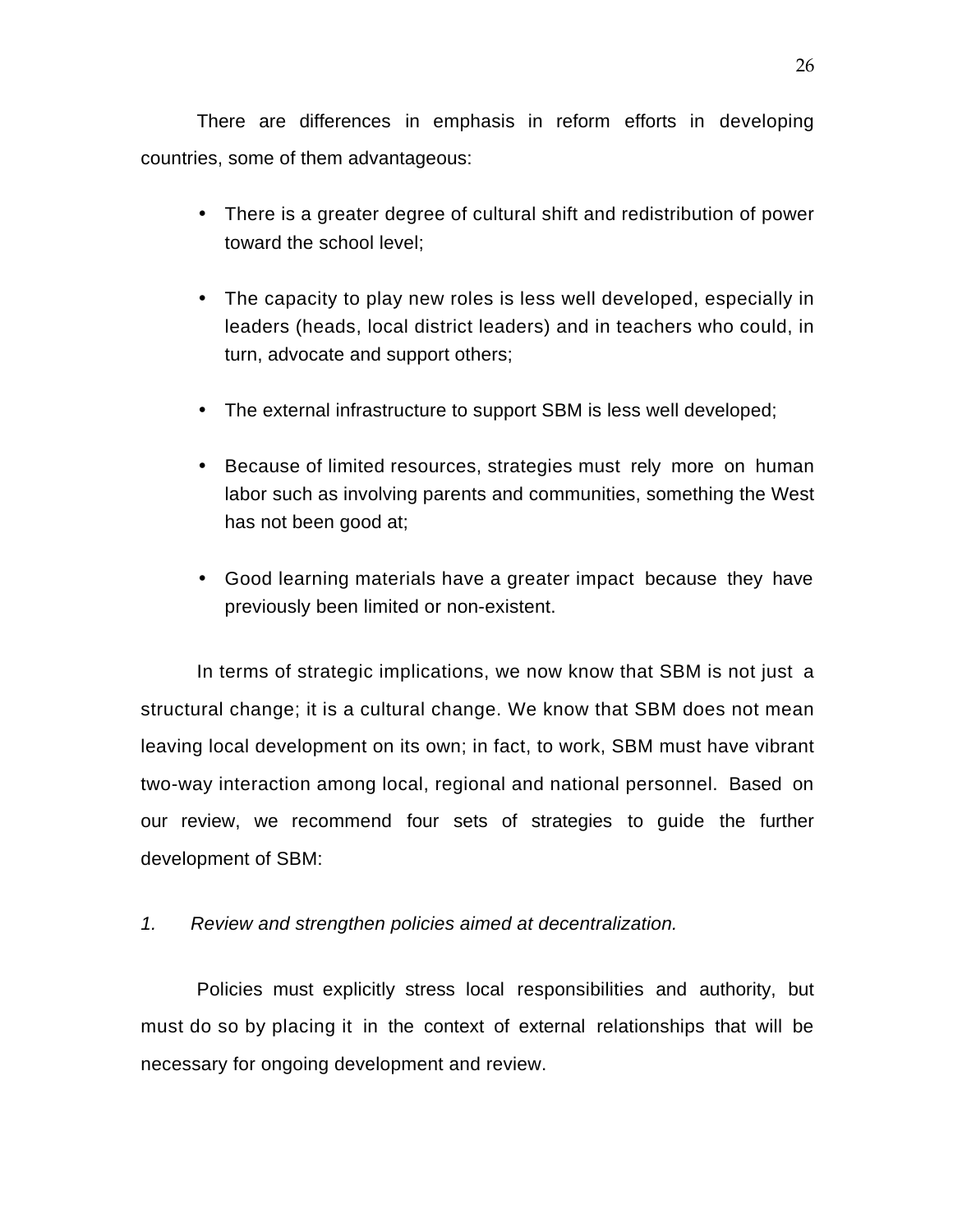There are differences in emphasis in reform efforts in developing countries, some of them advantageous:

- There is a greater degree of cultural shift and redistribution of power toward the school level;
- The capacity to play new roles is less well developed, especially in leaders (heads, local district leaders) and in teachers who could, in turn, advocate and support others;
- The external infrastructure to support SBM is less well developed;
- Because of limited resources, strategies must rely more on human labor such as involving parents and communities, something the West has not been good at;
- Good learning materials have a greater impact because they have previously been limited or non-existent.

In terms of strategic implications, we now know that SBM is not just a structural change; it is a cultural change. We know that SBM does not mean leaving local development on its own; in fact, to work, SBM must have vibrant two-way interaction among local, regional and national personnel. Based on our review, we recommend four sets of strategies to guide the further development of SBM:

*1. Review and strengthen policies aimed at decentralization.*

Policies must explicitly stress local responsibilities and authority, but must do so by placing it in the context of external relationships that will be necessary for ongoing development and review.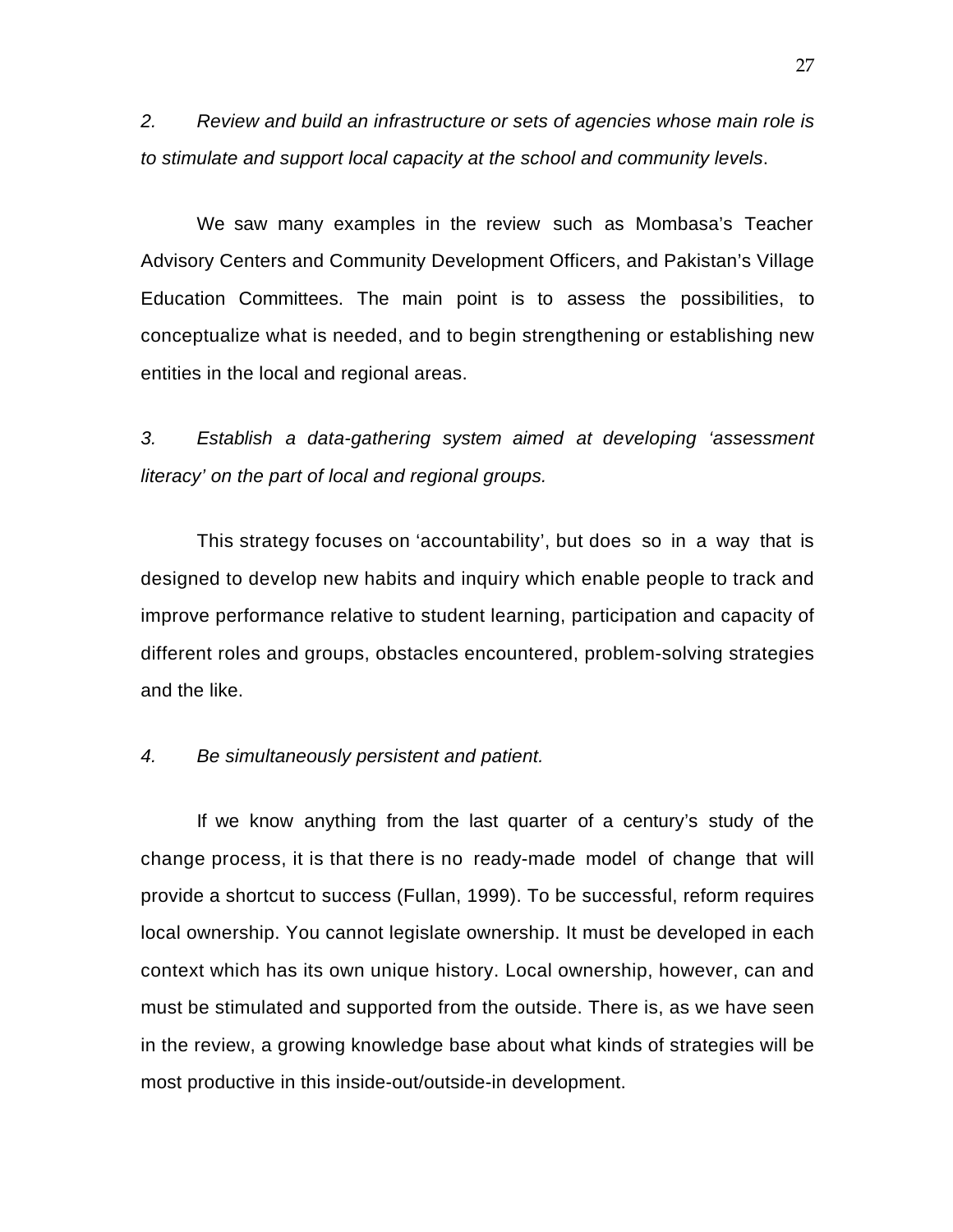*2. Review and build an infrastructure or sets of agencies whose main role is to stimulate and support local capacity at the school and community levels*.

We saw many examples in the review such as Mombasa's Teacher Advisory Centers and Community Development Officers, and Pakistan's Village Education Committees. The main point is to assess the possibilities, to conceptualize what is needed, and to begin strengthening or establishing new entities in the local and regional areas.

*3. Establish a data-gathering system aimed at developing 'assessment literacy' on the part of local and regional groups.*

This strategy focuses on 'accountability', but does so in a way that is designed to develop new habits and inquiry which enable people to track and improve performance relative to student learning, participation and capacity of different roles and groups, obstacles encountered, problem-solving strategies and the like.

*4. Be simultaneously persistent and patient.*

If we know anything from the last quarter of a century's study of the change process, it is that there is no ready-made model of change that will provide a shortcut to success (Fullan, 1999). To be successful, reform requires local ownership. You cannot legislate ownership. It must be developed in each context which has its own unique history. Local ownership, however, can and must be stimulated and supported from the outside. There is, as we have seen in the review, a growing knowledge base about what kinds of strategies will be most productive in this inside-out/outside-in development.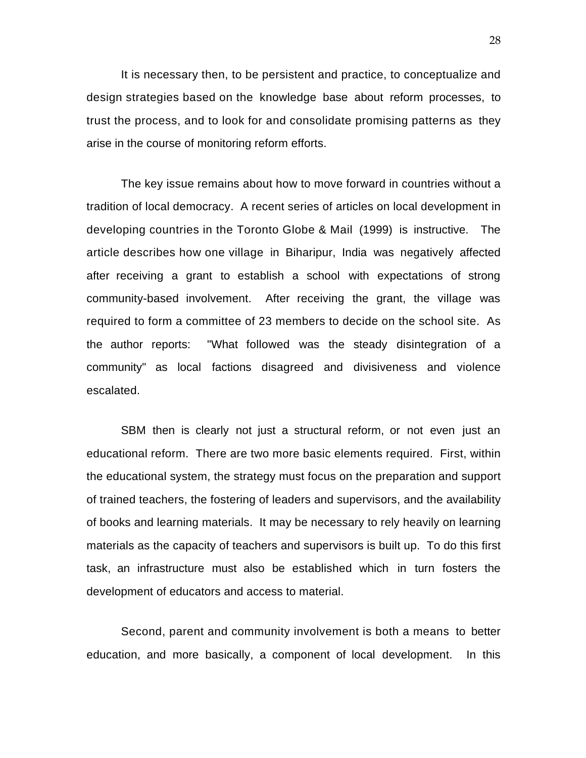It is necessary then, to be persistent and practice, to conceptualize and design strategies based on the knowledge base about reform processes, to trust the process, and to look for and consolidate promising patterns as they arise in the course of monitoring reform efforts.

The key issue remains about how to move forward in countries without a tradition of local democracy. A recent series of articles on local development in developing countries in the Toronto Globe & Mail (1999) is instructive. The article describes how one village in Biharipur, India was negatively affected after receiving a grant to establish a school with expectations of strong community-based involvement. After receiving the grant, the village was required to form a committee of 23 members to decide on the school site. As the author reports: "What followed was the steady disintegration of a community" as local factions disagreed and divisiveness and violence escalated.

SBM then is clearly not just a structural reform, or not even just an educational reform. There are two more basic elements required. First, within the educational system, the strategy must focus on the preparation and support of trained teachers, the fostering of leaders and supervisors, and the availability of books and learning materials. It may be necessary to rely heavily on learning materials as the capacity of teachers and supervisors is built up. To do this first task, an infrastructure must also be established which in turn fosters the development of educators and access to material.

Second, parent and community involvement is both a means to better education, and more basically, a component of local development. In this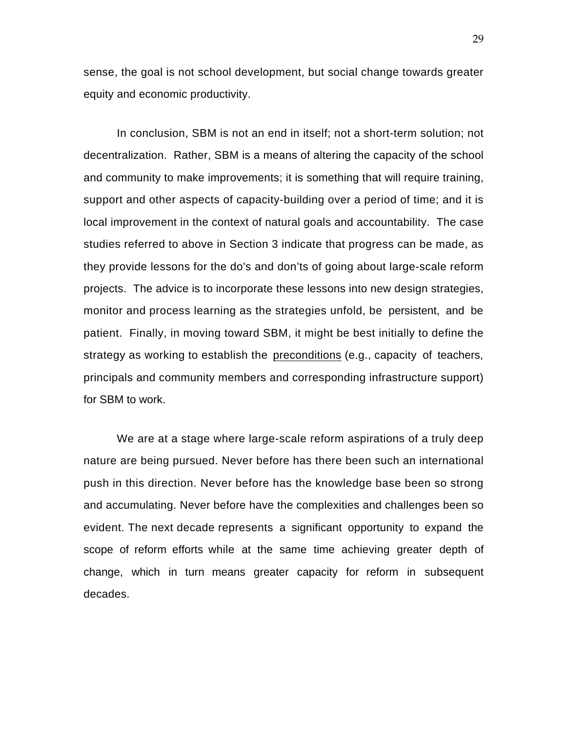sense, the goal is not school development, but social change towards greater equity and economic productivity.

In conclusion, SBM is not an end in itself; not a short-term solution; not decentralization. Rather, SBM is a means of altering the capacity of the school and community to make improvements; it is something that will require training, support and other aspects of capacity-building over a period of time; and it is local improvement in the context of natural goals and accountability. The case studies referred to above in Section 3 indicate that progress can be made, as they provide lessons for the do's and don'ts of going about large-scale reform projects. The advice is to incorporate these lessons into new design strategies, monitor and process learning as the strategies unfold, be persistent, and be patient. Finally, in moving toward SBM, it might be best initially to define the strategy as working to establish the <u>preconditions</u> (e.g., capacity of teachers, principals and community members and corresponding infrastructure support) for SBM to work.

We are at a stage where large-scale reform aspirations of a truly deep nature are being pursued. Never before has there been such an international push in this direction. Never before has the knowledge base been so strong and accumulating. Never before have the complexities and challenges been so evident. The next decade represents a significant opportunity to expand the scope of reform efforts while at the same time achieving greater depth of change, which in turn means greater capacity for reform in subsequent decades.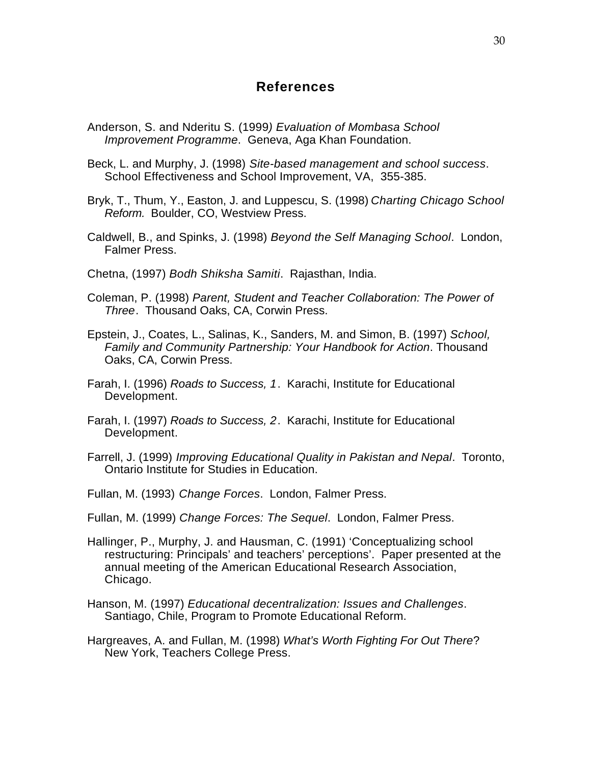## References

Anderson, S. and Nderitu S. (1999*) Evaluation of Mombasa School Improvement Programme*. Geneva, Aga Khan Foundation.

Beck, L. and Murphy, J. (1998) *Site-based management and school success*. School Effectiveness and School Improvement, VA, 355-385.

Bryk, T., Thum, Y., Easton, J. and Luppescu, S. (1998) *Charting Chicago School Reform.* Boulder, CO, Westview Press.

Caldwell, B., and Spinks, J. (1998) *Beyond the Self Managing School*. London, Falmer Press.

Chetna, (1997) *Bodh Shiksha Samiti*. Rajasthan, India.

Coleman, P. (1998) *Parent, Student and Teacher Collaboration: The Power of Three*. Thousand Oaks, CA, Corwin Press.

Epstein, J., Coates, L., Salinas, K., Sanders, M. and Simon, B. (1997) *School, Family and Community Partnership: Your Handbook for Action*. Thousand Oaks, CA, Corwin Press.

Farah, I. (1996) *Roads to Success, 1*. Karachi, Institute for Educational Development.

Farah, I. (1997) *Roads to Success, 2*. Karachi, Institute for Educational Development.

Farrell, J. (1999) *Improving Educational Quality in Pakistan and Nepal*. Toronto, Ontario Institute for Studies in Education.

Fullan, M. (1993) *Change Forces*. London, Falmer Press.

Fullan, M. (1999) *Change Forces: The Sequel*. London, Falmer Press.

Hallinger, P., Murphy, J. and Hausman, C. (1991) 'Conceptualizing school restructuring: Principals' and teachers' perceptions'. Paper presented at the annual meeting of the American Educational Research Association, Chicago.

Hanson, M. (1997) *Educational decentralization: Issues and Challenges*. Santiago, Chile, Program to Promote Educational Reform.

Hargreaves, A. and Fullan, M. (1998) *What's Worth Fighting For Out There*? New York, Teachers College Press.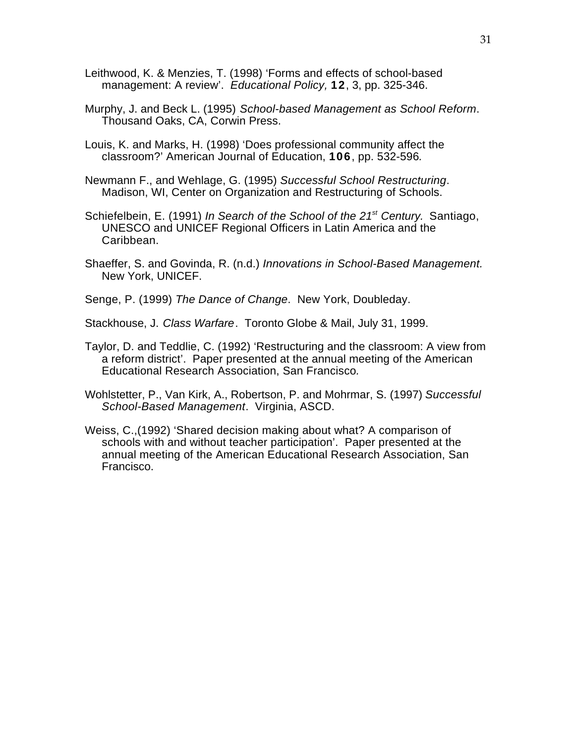Leithwood, K. & Menzies, T. (1998) 'Forms and effects of school-based management: A review'. *Educational Policy,* **12**, 3, pp. 325-346.

Murphy, J. and Beck L. (1995) *School-based Management as School Reform*. Thousand Oaks, CA, Corwin Press.

Louis, K. and Marks, H. (1998) 'Does professional community affect the classroom?' American Journal of Education, **106**, pp. 532-596.

Newmann F., and Wehlage, G. (1995) *Successful School Restructuring*. Madison, WI, Center on Organization and Restructuring of Schools.

Schiefelbein, E. (1991) *In Search of the School of the 21st Century.* Santiago, UNESCO and UNICEF Regional Officers in Latin America and the Caribbean.

Shaeffer, S. and Govinda, R. (n.d.) *Innovations in School-Based Management.* New York, UNICEF.

Senge, P. (1999) *The Dance of Change*. New York, Doubleday.

Stackhouse, J. *Class Warfare*. Toronto Globe & Mail, July 31, 1999.

Taylor, D. and Teddlie, C. (1992) 'Restructuring and the classroom: A view from a reform district'. Paper presented at the annual meeting of the American Educational Research Association, San Francisco.

Wohlstetter, P., Van Kirk, A., Robertson, P. and Mohrmar, S. (1997) *Successful School-Based Management*. Virginia, ASCD.

Weiss, C.,(1992) 'Shared decision making about what? A comparison of schools with and without teacher participation'. Paper presented at the annual meeting of the American Educational Research Association, San Francisco.